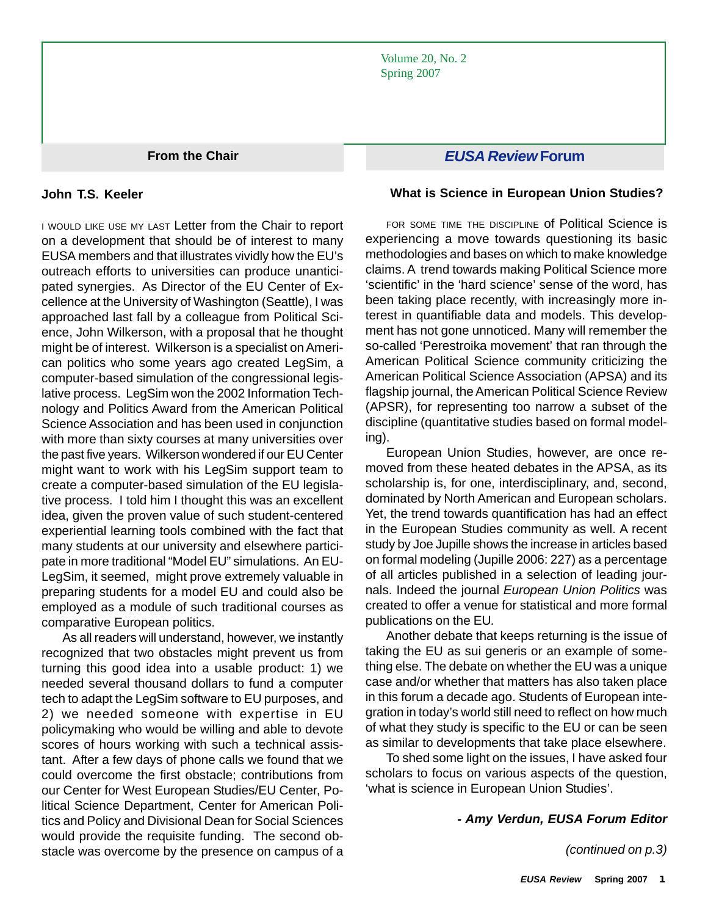Volume 20, No. 2
Spring 2007

## From the Chair

**John T.S. Keeler**

I WOULD LIKE USE MY LAST Letter from the Chair to report on a development that should be of interest to many EUSA members and that illustrates vividly how the EU's outreach efforts to universities can produce unanticipated synergies. As Director of the EU Center of Excellence at the University of Washington (Seattle), I was approached last fall by a colleague from Political Science, John Wilkerson, with a proposal that he thought might be of interest. Wilkerson is a specialist on American politics who some years ago created LegSim, a computer-based simulation of the congressional legislative process. LegSim won the 2002 Information Technology and Politics Award from the American Political Science Association and has been used in conjunction with more than sixty courses at many universities over the past five years. Wilkerson wondered if our EU Center might want to work with his LegSim support team to create a computer-based simulation of the EU legislative process. I told him I thought this was an excellent idea, given the proven value of such student-centered experiential learning tools combined with the fact that many students at our university and elsewhere participate in more traditional "Model EU" simulations. An EU-LegSim, it seemed, might prove extremely valuable in preparing students for a model EU and could also be employed as a module of such traditional courses as comparative European politics.

As all readers will understand, however, we instantly recognized that two obstacles might prevent us from turning this good idea into a usable product: 1) we needed several thousand dollars to fund a computer tech to adapt the LegSim software to EU purposes, and 2) we needed someone with expertise in EU policymaking who would be willing and able to devote scores of hours working with such a technical assistant. After a few days of phone calls we found that we could overcome the first obstacle; contributions from our Center for West European Studies/EU Center, Political Science Department, Center for American Politics and Policy and Divisional Dean for Social Sciences would provide the requisite funding. The second obstacle was overcome by the presence on campus of a

## *EUSA Review* Forum

### What is Science in European Union Studies?

FOR SOME TIME THE DISCIPLINE of Political Science is experiencing a move towards questioning its basic methodologies and bases on which to make knowledge claims. A trend towards making Political Science more 'scientific' in the 'hard science' sense of the word, has been taking place recently, with increasingly more interest in quantifiable data and models. This development has not gone unnoticed. Many will remember the so-called 'Perestroika movement' that ran through the American Political Science community criticizing the American Political Science Association (APSA) and its flagship journal, the American Political Science Review (APSR), for representing too narrow a subset of the discipline (quantitative studies based on formal modeling).

European Union Studies, however, are once removed from these heated debates in the APSA, as its scholarship is, for one, interdisciplinary, and, second, dominated by North American and European scholars. Yet, the trend towards quantification has had an effect in the European Studies community as well. A recent study by Joe Jupille shows the increase in articles based on formal modeling (Jupille 2006: 227) as a percentage of all articles published in a selection of leading journals. Indeed the journal *European Union Politics* was created to offer a venue for statistical and more formal publications on the EU.

Another debate that keeps returning is the issue of taking the EU as sui generis or an example of something else. The debate on whether the EU was a unique case and/or whether that matters has also taken place in this forum a decade ago. Students of European integration in today's world still need to reflect on how much of what they study is specific to the EU or can be seen as similar to developments that take place elsewhere.

To shed some light on the issues, I have asked four scholars to focus on various aspects of the question, 'what is science in European Union Studies'.

***- Amy Verdun, EUSA Forum Editor***

*(continued on p.3)*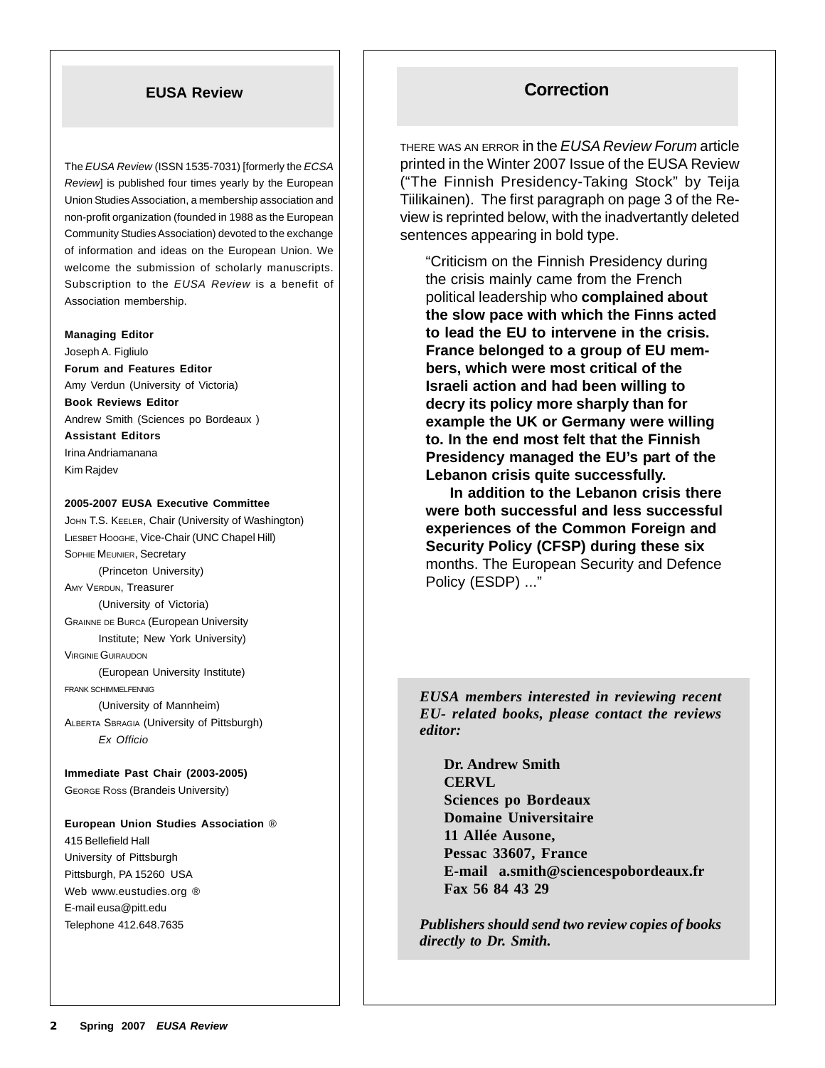## EUSA Review

The *EUSA Review* (ISSN 1535-7031) [formerly the *ECSA Review*] is published four times yearly by the European Union Studies Association, a membership association and non-profit organization (founded in 1988 as the European Community Studies Association) devoted to the exchange of information and ideas on the European Union. We welcome the submission of scholarly manuscripts. Subscription to the *EUSA Review* is a benefit of Association membership.

**Managing Editor**
Joseph A. Figliulo

**Forum and Features Editor**
Amy Verdun (University of Victoria)

**Book Reviews Editor**
Andrew Smith (Sciences po Bordeaux )

**Assistant Editors**
Irina Andriamanana
Kim Rajdev

**2005-2007 EUSA Executive Committee**

JOHN T.S. KEELER, Chair (University of Washington)
LIESBET HOOGHE, Vice-Chair (UNC Chapel Hill)
SOPHIE MEUNIER, Secretary (Princeton University)
AMY VERDUN, Treasurer (University of Victoria)
GRAINNE DE BURCA (European University Institute; New York University)
VIRGINIE GUIRAUDON (European University Institute)
FRANK SCHIMMELFENNIG (University of Mannheim)
ALBERTA SBRAGIA (University of Pittsburgh) *Ex Officio*

**Immediate Past Chair (2003-2005)**
GEORGE ROSS (Brandeis University)

**European Union Studies Association ®**
415 Bellefield Hall
University of Pittsburgh
Pittsburgh, PA 15260 USA
Web www.eustudies.org ®
E-mail eusa@pitt.edu
Telephone 412.648.7635

## Correction

THERE WAS AN ERROR in the *EUSA Review Forum* article printed in the Winter 2007 Issue of the EUSA Review ("The Finnish Presidency-Taking Stock" by Teija Tiilikainen). The first paragraph on page 3 of the Review is reprinted below, with the inadvertantly deleted sentences appearing in bold type.

> "Criticism on the Finnish Presidency during the crisis mainly came from the French political leadership who **complained about the slow pace with which the Finns acted to lead the EU to intervene in the crisis. France belonged to a group of EU members, which were most critical of the Israeli action and had been willing to decry its policy more sharply than for example the UK or Germany were willing to. In the end most felt that the Finnish Presidency managed the EU's part of the Lebanon crisis quite successfully.**
>
> **In addition to the Lebanon crisis there were both successful and less successful experiences of the Common Foreign and Security Policy (CFSP) during these six** months. The European Security and Defence Policy (ESDP) ..."

***EUSA members interested in reviewing recent EU- related books, please contact the reviews editor:***

**Dr. Andrew Smith**
**CERVL**
**Sciences po Bordeaux**
**Domaine Universitaire**
**11 Allée Ausone,**
**Pessac 33607, France**
**E-mail a.smith@sciencespobordeaux.fr**
**Fax 56 84 43 29**

***Publishers should send two review copies of books directly to Dr. Smith.***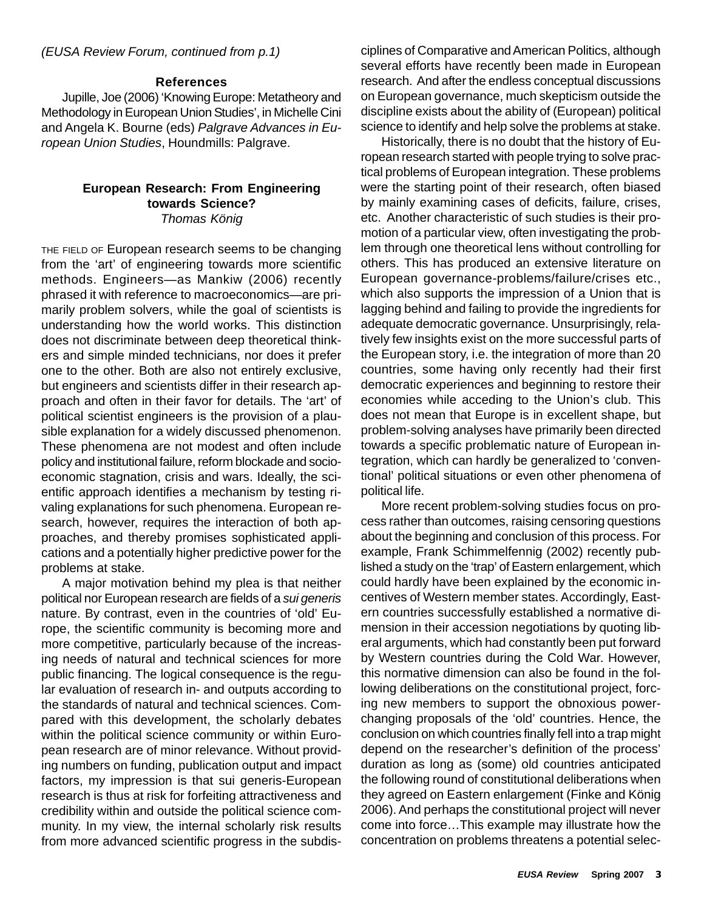*(EUSA Review Forum, continued from p.1)*

### References

Jupille, Joe (2006) 'Knowing Europe: Metatheory and Methodology in European Union Studies', in Michelle Cini and Angela K. Bourne (eds) *Palgrave Advances in European Union Studies*, Houndmills: Palgrave.

## European Research: From Engineering towards Science?

*Thomas König*

THE FIELD OF European research seems to be changing from the 'art' of engineering towards more scientific methods. Engineers—as Mankiw (2006) recently phrased it with reference to macroeconomics—are primarily problem solvers, while the goal of scientists is understanding how the world works. This distinction does not discriminate between deep theoretical thinkers and simple minded technicians, nor does it prefer one to the other. Both are also not entirely exclusive, but engineers and scientists differ in their research approach and often in their favor for details. The 'art' of political scientist engineers is the provision of a plausible explanation for a widely discussed phenomenon. These phenomena are not modest and often include policy and institutional failure, reform blockade and socio-economic stagnation, crisis and wars. Ideally, the scientific approach identifies a mechanism by testing rivaling explanations for such phenomena. European research, however, requires the interaction of both approaches, and thereby promises sophisticated applications and a potentially higher predictive power for the problems at stake.

A major motivation behind my plea is that neither political nor European research are fields of a *sui generis* nature. By contrast, even in the countries of 'old' Europe, the scientific community is becoming more and more competitive, particularly because of the increasing needs of natural and technical sciences for more public financing. The logical consequence is the regular evaluation of research in- and outputs according to the standards of natural and technical sciences. Compared with this development, the scholarly debates within the political science community or within European research are of minor relevance. Without providing numbers on funding, publication output and impact factors, my impression is that sui generis-European research is thus at risk for forfeiting attractiveness and credibility within and outside the political science community. In my view, the internal scholarly risk results from more advanced scientific progress in the subdisciplines of Comparative and American Politics, although several efforts have recently been made in European research. And after the endless conceptual discussions on European governance, much skepticism outside the discipline exists about the ability of (European) political science to identify and help solve the problems at stake.

Historically, there is no doubt that the history of European research started with people trying to solve practical problems of European integration. These problems were the starting point of their research, often biased by mainly examining cases of deficits, failure, crises, etc. Another characteristic of such studies is their promotion of a particular view, often investigating the problem through one theoretical lens without controlling for others. This has produced an extensive literature on European governance-problems/failure/crises etc., which also supports the impression of a Union that is lagging behind and failing to provide the ingredients for adequate democratic governance. Unsurprisingly, relatively few insights exist on the more successful parts of the European story, i.e. the integration of more than 20 countries, some having only recently had their first democratic experiences and beginning to restore their economies while acceding to the Union's club. This does not mean that Europe is in excellent shape, but problem-solving analyses have primarily been directed towards a specific problematic nature of European integration, which can hardly be generalized to 'conventional' political situations or even other phenomena of political life.

More recent problem-solving studies focus on process rather than outcomes, raising censoring questions about the beginning and conclusion of this process. For example, Frank Schimmelfennig (2002) recently published a study on the 'trap' of Eastern enlargement, which could hardly have been explained by the economic incentives of Western member states. Accordingly, Eastern countries successfully established a normative dimension in their accession negotiations by quoting liberal arguments, which had constantly been put forward by Western countries during the Cold War. However, this normative dimension can also be found in the following deliberations on the constitutional project, forcing new members to support the obnoxious power-changing proposals of the 'old' countries. Hence, the conclusion on which countries finally fell into a trap might depend on the researcher's definition of the process' duration as long as (some) old countries anticipated the following round of constitutional deliberations when they agreed on Eastern enlargement (Finke and König 2006). And perhaps the constitutional project will never come into force…This example may illustrate how the concentration on problems threatens a potential selec-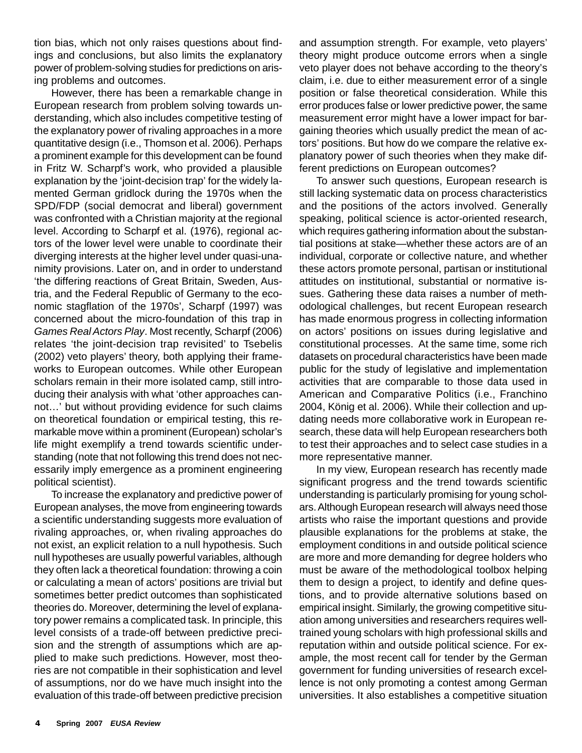tion bias, which not only raises questions about findings and conclusions, but also limits the explanatory power of problem-solving studies for predictions on arising problems and outcomes.

However, there has been a remarkable change in European research from problem solving towards understanding, which also includes competitive testing of the explanatory power of rivaling approaches in a more quantitative design (i.e., Thomson et al. 2006). Perhaps a prominent example for this development can be found in Fritz W. Scharpf's work, who provided a plausible explanation by the 'joint-decision trap' for the widely lamented German gridlock during the 1970s when the SPD/FDP (social democrat and liberal) government was confronted with a Christian majority at the regional level. According to Scharpf et al. (1976), regional actors of the lower level were unable to coordinate their diverging interests at the higher level under quasi-unanimity provisions. Later on, and in order to understand 'the differing reactions of Great Britain, Sweden, Austria, and the Federal Republic of Germany to the economic stagflation of the 1970s', Scharpf (1997) was concerned about the micro-foundation of this trap in *Games Real Actors Play*. Most recently, Scharpf (2006) relates 'the joint-decision trap revisited' to Tsebelis (2002) veto players' theory, both applying their frameworks to European outcomes. While other European scholars remain in their more isolated camp, still introducing their analysis with what 'other approaches cannot…' but without providing evidence for such claims on theoretical foundation or empirical testing, this remarkable move within a prominent (European) scholar's life might exemplify a trend towards scientific understanding (note that not following this trend does not necessarily imply emergence as a prominent engineering political scientist).

To increase the explanatory and predictive power of European analyses, the move from engineering towards a scientific understanding suggests more evaluation of rivaling approaches, or, when rivaling approaches do not exist, an explicit relation to a null hypothesis. Such null hypotheses are usually powerful variables, although they often lack a theoretical foundation: throwing a coin or calculating a mean of actors' positions are trivial but sometimes better predict outcomes than sophisticated theories do. Moreover, determining the level of explanatory power remains a complicated task. In principle, this level consists of a trade-off between predictive precision and the strength of assumptions which are applied to make such predictions. However, most theories are not compatible in their sophistication and level of assumptions, nor do we have much insight into the evaluation of this trade-off between predictive precision and assumption strength. For example, veto players' theory might produce outcome errors when a single veto player does not behave according to the theory's claim, i.e. due to either measurement error of a single position or false theoretical consideration. While this error produces false or lower predictive power, the same measurement error might have a lower impact for bargaining theories which usually predict the mean of actors' positions. But how do we compare the relative explanatory power of such theories when they make different predictions on European outcomes?

To answer such questions, European research is still lacking systematic data on process characteristics and the positions of the actors involved. Generally speaking, political science is actor-oriented research, which requires gathering information about the substantial positions at stake—whether these actors are of an individual, corporate or collective nature, and whether these actors promote personal, partisan or institutional attitudes on institutional, substantial or normative issues. Gathering these data raises a number of methodological challenges, but recent European research has made enormous progress in collecting information on actors' positions on issues during legislative and constitutional processes. At the same time, some rich datasets on procedural characteristics have been made public for the study of legislative and implementation activities that are comparable to those data used in American and Comparative Politics (i.e., Franchino 2004, König et al. 2006). While their collection and updating needs more collaborative work in European research, these data will help European researchers both to test their approaches and to select case studies in a more representative manner.

In my view, European research has recently made significant progress and the trend towards scientific understanding is particularly promising for young scholars. Although European research will always need those artists who raise the important questions and provide plausible explanations for the problems at stake, the employment conditions in and outside political science are more and more demanding for degree holders who must be aware of the methodological toolbox helping them to design a project, to identify and define questions, and to provide alternative solutions based on empirical insight. Similarly, the growing competitive situation among universities and researchers requires well-trained young scholars with high professional skills and reputation within and outside political science. For example, the most recent call for tender by the German government for funding universities of research excellence is not only promoting a contest among German universities. It also establishes a competitive situation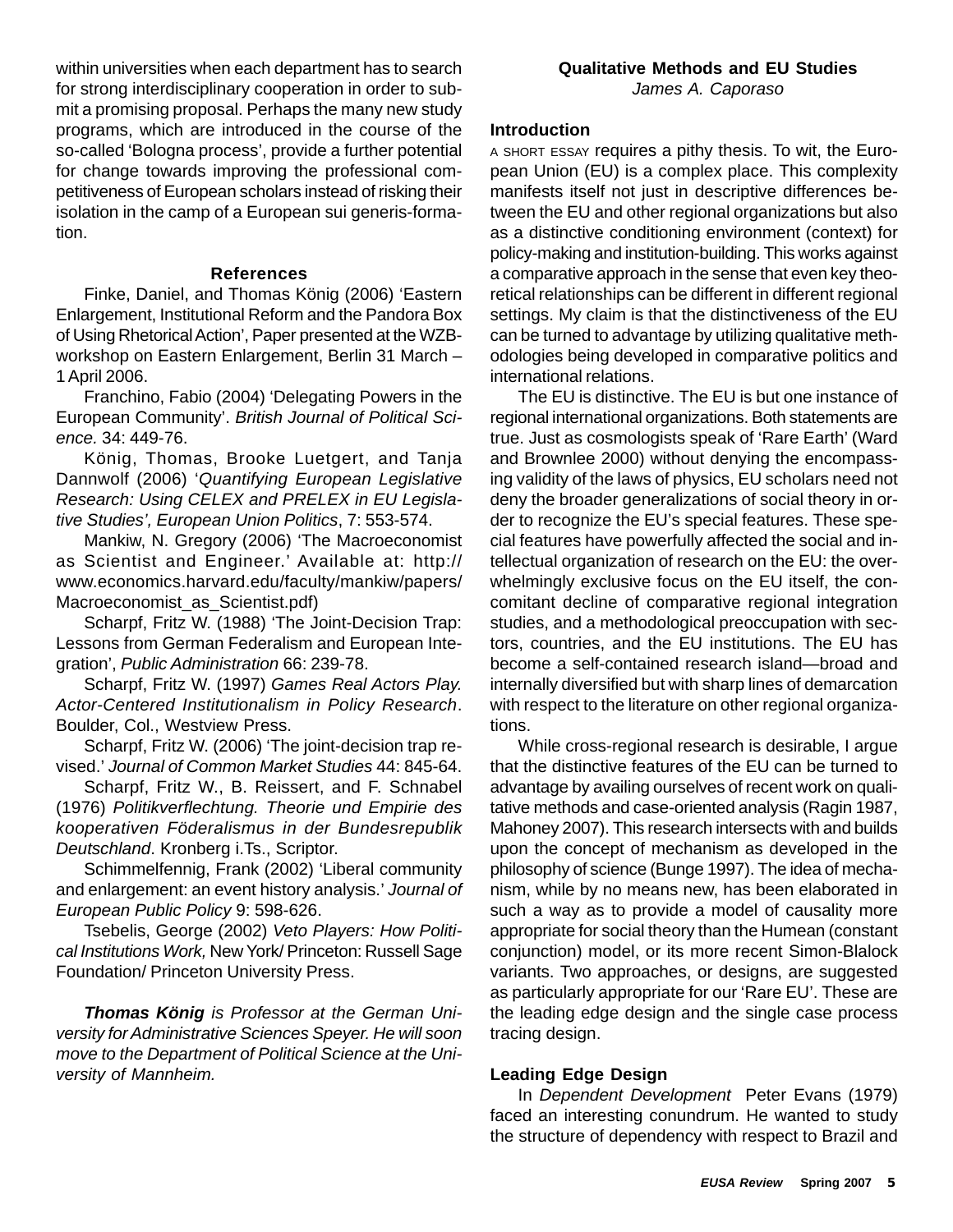within universities when each department has to search for strong interdisciplinary cooperation in order to submit a promising proposal. Perhaps the many new study programs, which are introduced in the course of the so-called 'Bologna process', provide a further potential for change towards improving the professional competitiveness of European scholars instead of risking their isolation in the camp of a European sui generis-formation.

### References

Finke, Daniel, and Thomas König (2006) 'Eastern Enlargement, Institutional Reform and the Pandora Box of Using Rhetorical Action', Paper presented at the WZB-workshop on Eastern Enlargement, Berlin 31 March – 1 April 2006.

Franchino, Fabio (2004) 'Delegating Powers in the European Community'. *British Journal of Political Science.* 34: 449-76.

König, Thomas, Brooke Luetgert, and Tanja Dannwolf (2006) '*Quantifying European Legislative Research: Using CELEX and PRELEX in EU Legislative Studies', European Union Politics*, 7: 553-574.

Mankiw, N. Gregory (2006) 'The Macroeconomist as Scientist and Engineer.' Available at: http://www.economics.harvard.edu/faculty/mankiw/papers/Macroeconomist_as_Scientist.pdf)

Scharpf, Fritz W. (1988) 'The Joint-Decision Trap: Lessons from German Federalism and European Integration', *Public Administration* 66: 239-78.

Scharpf, Fritz W. (1997) *Games Real Actors Play. Actor-Centered Institutionalism in Policy Research*. Boulder, Col., Westview Press.

Scharpf, Fritz W. (2006) 'The joint-decision trap revised.' *Journal of Common Market Studies* 44: 845-64.

Scharpf, Fritz W., B. Reissert, and F. Schnabel (1976) *Politikverflechtung. Theorie und Empirie des kooperativen Föderalismus in der Bundesrepublik Deutschland*. Kronberg i.Ts., Scriptor.

Schimmelfennig, Frank (2002) 'Liberal community and enlargement: an event history analysis.' *Journal of European Public Policy* 9: 598-626.

Tsebelis, George (2002) *Veto Players: How Political Institutions Work,* New York/ Princeton: Russell Sage Foundation/ Princeton University Press.

***Thomas König*** *is Professor at the German University for Administrative Sciences Speyer. He will soon move to the Department of Political Science at the University of Mannheim.*

## Qualitative Methods and EU Studies

*James A. Caporaso*

### Introduction

A SHORT ESSAY requires a pithy thesis. To wit, the European Union (EU) is a complex place. This complexity manifests itself not just in descriptive differences between the EU and other regional organizations but also as a distinctive conditioning environment (context) for policy-making and institution-building. This works against a comparative approach in the sense that even key theoretical relationships can be different in different regional settings. My claim is that the distinctiveness of the EU can be turned to advantage by utilizing qualitative methodologies being developed in comparative politics and international relations.

The EU is distinctive. The EU is but one instance of regional international organizations. Both statements are true. Just as cosmologists speak of 'Rare Earth' (Ward and Brownlee 2000) without denying the encompassing validity of the laws of physics, EU scholars need not deny the broader generalizations of social theory in order to recognize the EU's special features. These special features have powerfully affected the social and intellectual organization of research on the EU: the overwhelmingly exclusive focus on the EU itself, the concomitant decline of comparative regional integration studies, and a methodological preoccupation with sectors, countries, and the EU institutions. The EU has become a self-contained research island—broad and internally diversified but with sharp lines of demarcation with respect to the literature on other regional organizations.

While cross-regional research is desirable, I argue that the distinctive features of the EU can be turned to advantage by availing ourselves of recent work on qualitative methods and case-oriented analysis (Ragin 1987, Mahoney 2007). This research intersects with and builds upon the concept of mechanism as developed in the philosophy of science (Bunge 1997). The idea of mechanism, while by no means new, has been elaborated in such a way as to provide a model of causality more appropriate for social theory than the Humean (constant conjunction) model, or its more recent Simon-Blalock variants. Two approaches, or designs, are suggested as particularly appropriate for our 'Rare EU'. These are the leading edge design and the single case process tracing design.

### Leading Edge Design

In *Dependent Development* Peter Evans (1979) faced an interesting conundrum. He wanted to study the structure of dependency with respect to Brazil and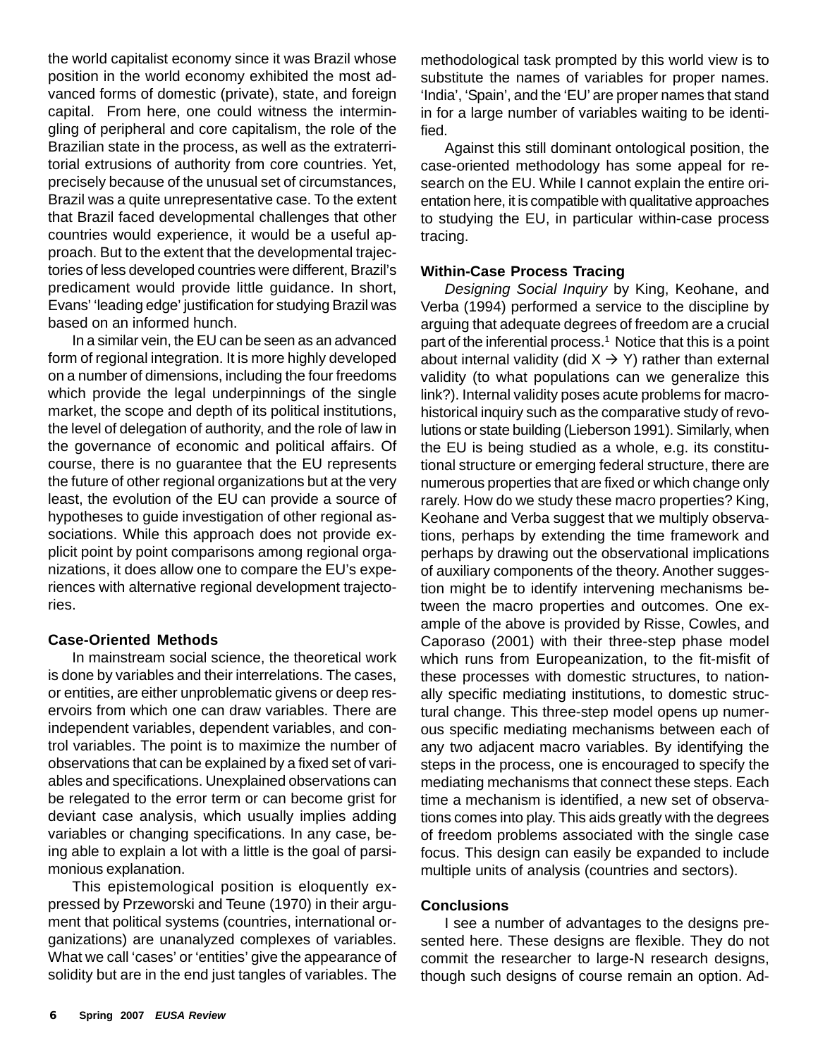the world capitalist economy since it was Brazil whose position in the world economy exhibited the most advanced forms of domestic (private), state, and foreign capital. From here, one could witness the intermingling of peripheral and core capitalism, the role of the Brazilian state in the process, as well as the extraterritorial extrusions of authority from core countries. Yet, precisely because of the unusual set of circumstances, Brazil was a quite unrepresentative case. To the extent that Brazil faced developmental challenges that other countries would experience, it would be a useful approach. But to the extent that the developmental trajectories of less developed countries were different, Brazil's predicament would provide little guidance. In short, Evans' 'leading edge' justification for studying Brazil was based on an informed hunch.

In a similar vein, the EU can be seen as an advanced form of regional integration. It is more highly developed on a number of dimensions, including the four freedoms which provide the legal underpinnings of the single market, the scope and depth of its political institutions, the level of delegation of authority, and the role of law in the governance of economic and political affairs. Of course, there is no guarantee that the EU represents the future of other regional organizations but at the very least, the evolution of the EU can provide a source of hypotheses to guide investigation of other regional associations. While this approach does not provide explicit point by point comparisons among regional organizations, it does allow one to compare the EU's experiences with alternative regional development trajectories.

### Case-Oriented Methods

In mainstream social science, the theoretical work is done by variables and their interrelations. The cases, or entities, are either unproblematic givens or deep reservoirs from which one can draw variables. There are independent variables, dependent variables, and control variables. The point is to maximize the number of observations that can be explained by a fixed set of variables and specifications. Unexplained observations can be relegated to the error term or can become grist for deviant case analysis, which usually implies adding variables or changing specifications. In any case, being able to explain a lot with a little is the goal of parsimonious explanation.

This epistemological position is eloquently expressed by Przeworski and Teune (1970) in their argument that political systems (countries, international organizations) are unanalyzed complexes of variables. What we call 'cases' or 'entities' give the appearance of solidity but are in the end just tangles of variables. The methodological task prompted by this world view is to substitute the names of variables for proper names. 'India', 'Spain', and the 'EU' are proper names that stand in for a large number of variables waiting to be identified.

Against this still dominant ontological position, the case-oriented methodology has some appeal for research on the EU. While I cannot explain the entire orientation here, it is compatible with qualitative approaches to studying the EU, in particular within-case process tracing.

### Within-Case Process Tracing

*Designing Social Inquiry* by King, Keohane, and Verba (1994) performed a service to the discipline by arguing that adequate degrees of freedom are a crucial part of the inferential process.[1] Notice that this is a point about internal validity (did $X \rightarrow Y$) rather than external validity (to what populations can we generalize this link?). Internal validity poses acute problems for macro-historical inquiry such as the comparative study of revolutions or state building (Lieberson 1991). Similarly, when the EU is being studied as a whole, e.g. its constitutional structure or emerging federal structure, there are numerous properties that are fixed or which change only rarely. How do we study these macro properties? King, Keohane and Verba suggest that we multiply observations, perhaps by extending the time framework and perhaps by drawing out the observational implications of auxiliary components of the theory. Another suggestion might be to identify intervening mechanisms between the macro properties and outcomes. One example of the above is provided by Risse, Cowles, and Caporaso (2001) with their three-step phase model which runs from Europeanization, to the fit-misfit of these processes with domestic structures, to nationally specific mediating institutions, to domestic structural change. This three-step model opens up numerous specific mediating mechanisms between each of any two adjacent macro variables. By identifying the steps in the process, one is encouraged to specify the mediating mechanisms that connect these steps. Each time a mechanism is identified, a new set of observations comes into play. This aids greatly with the degrees of freedom problems associated with the single case focus. This design can easily be expanded to include multiple units of analysis (countries and sectors).

### Conclusions

I see a number of advantages to the designs presented here. These designs are flexible. They do not commit the researcher to large-N research designs, though such designs of course remain an option. Ad-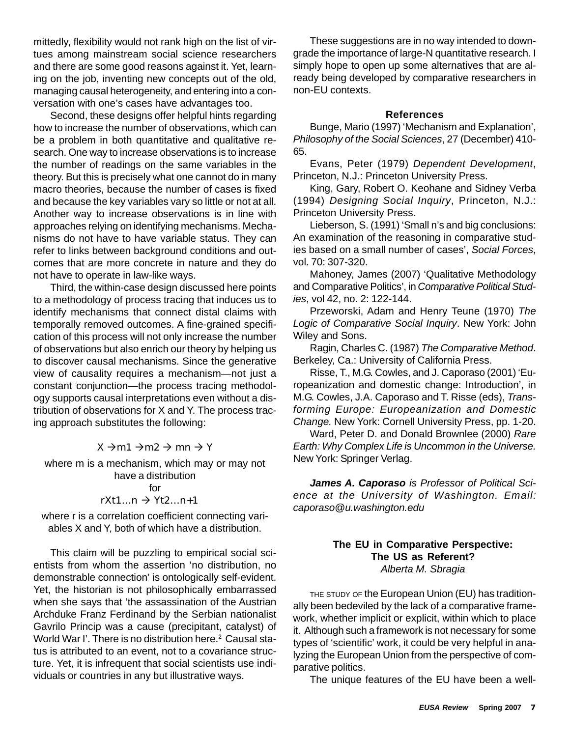mittedly, flexibility would not rank high on the list of virtues among mainstream social science researchers and there are some good reasons against it. Yet, learning on the job, inventing new concepts out of the old, managing causal heterogeneity, and entering into a conversation with one's cases have advantages too.

Second, these designs offer helpful hints regarding how to increase the number of observations, which can be a problem in both quantitative and qualitative research. One way to increase observations is to increase the number of readings on the same variables in the theory. But this is precisely what one cannot do in many macro theories, because the number of cases is fixed and because the key variables vary so little or not at all. Another way to increase observations is in line with approaches relying on identifying mechanisms. Mechanisms do not have to have variable status. They can refer to links between background conditions and outcomes that are more concrete in nature and they do not have to operate in law-like ways.

Third, the within-case design discussed here points to a methodology of process tracing that induces us to identify mechanisms that connect distal claims with temporally removed outcomes. A fine-grained specification of this process will not only increase the number of observations but also enrich our theory by helping us to discover causal mechanisms. Since the generative view of causality requires a mechanism—not just a constant conjunction—the process tracing methodology supports causal interpretations even without a distribution of observations for X and Y. The process tracing approach substitutes the following:

$$X \rightarrow m1 \rightarrow m2 \rightarrow mn \rightarrow Y$$

where m is a mechanism, which may or may not have a distribution

for

$$rXt1\ldots n \rightarrow Yt2\ldots n+1$$

where r is a correlation coefficient connecting variables X and Y, both of which have a distribution.

This claim will be puzzling to empirical social scientists from whom the assertion 'no distribution, no demonstrable connection' is ontologically self-evident. Yet, the historian is not philosophically embarrassed when she says that 'the assassination of the Austrian Archduke Franz Ferdinand by the Serbian nationalist Gavrilo Princip was a cause (precipitant, catalyst) of World War I'. There is no distribution here.[2] Causal status is attributed to an event, not to a covariance structure. Yet, it is infrequent that social scientists use individuals or countries in any but illustrative ways.

These suggestions are in no way intended to downgrade the importance of large-N quantitative research. I simply hope to open up some alternatives that are already being developed by comparative researchers in non-EU contexts.

### References

Bunge, Mario (1997) 'Mechanism and Explanation', *Philosophy of the Social Sciences*, 27 (December) 410-65.

Evans, Peter (1979) *Dependent Development*, Princeton, N.J.: Princeton University Press.

King, Gary, Robert O. Keohane and Sidney Verba (1994) *Designing Social Inquiry*, Princeton, N.J.: Princeton University Press.

Lieberson, S. (1991) 'Small n's and big conclusions: An examination of the reasoning in comparative studies based on a small number of cases', *Social Forces*, vol. 70: 307-320.

Mahoney, James (2007) 'Qualitative Methodology and Comparative Politics', in *Comparative Political Studies*, vol 42, no. 2: 122-144.

Przeworski, Adam and Henry Teune (1970) *The Logic of Comparative Social Inquiry*. New York: John Wiley and Sons.

Ragin, Charles C. (1987) *The Comparative Method*. Berkeley, Ca.: University of California Press.

Risse, T., M.G. Cowles, and J. Caporaso (2001) 'Europeanization and domestic change: Introduction', in M.G. Cowles, J.A. Caporaso and T. Risse (eds), *Transforming Europe: Europeanization and Domestic Change.* New York: Cornell University Press, pp. 1-20.

Ward, Peter D. and Donald Brownlee (2000) *Rare Earth: Why Complex Life is Uncommon in the Universe.* New York: Springer Verlag.

***James A. Caporaso*** *is Professor of Political Science at the University of Washington. Email: caporaso@u.washington.edu*

## The EU in Comparative Perspective: The US as Referent?

*Alberta M. Sbragia*

THE STUDY OF the European Union (EU) has traditionally been bedeviled by the lack of a comparative framework, whether implicit or explicit, within which to place it. Although such a framework is not necessary for some types of 'scientific' work, it could be very helpful in analyzing the European Union from the perspective of comparative politics.

The unique features of the EU have been a well-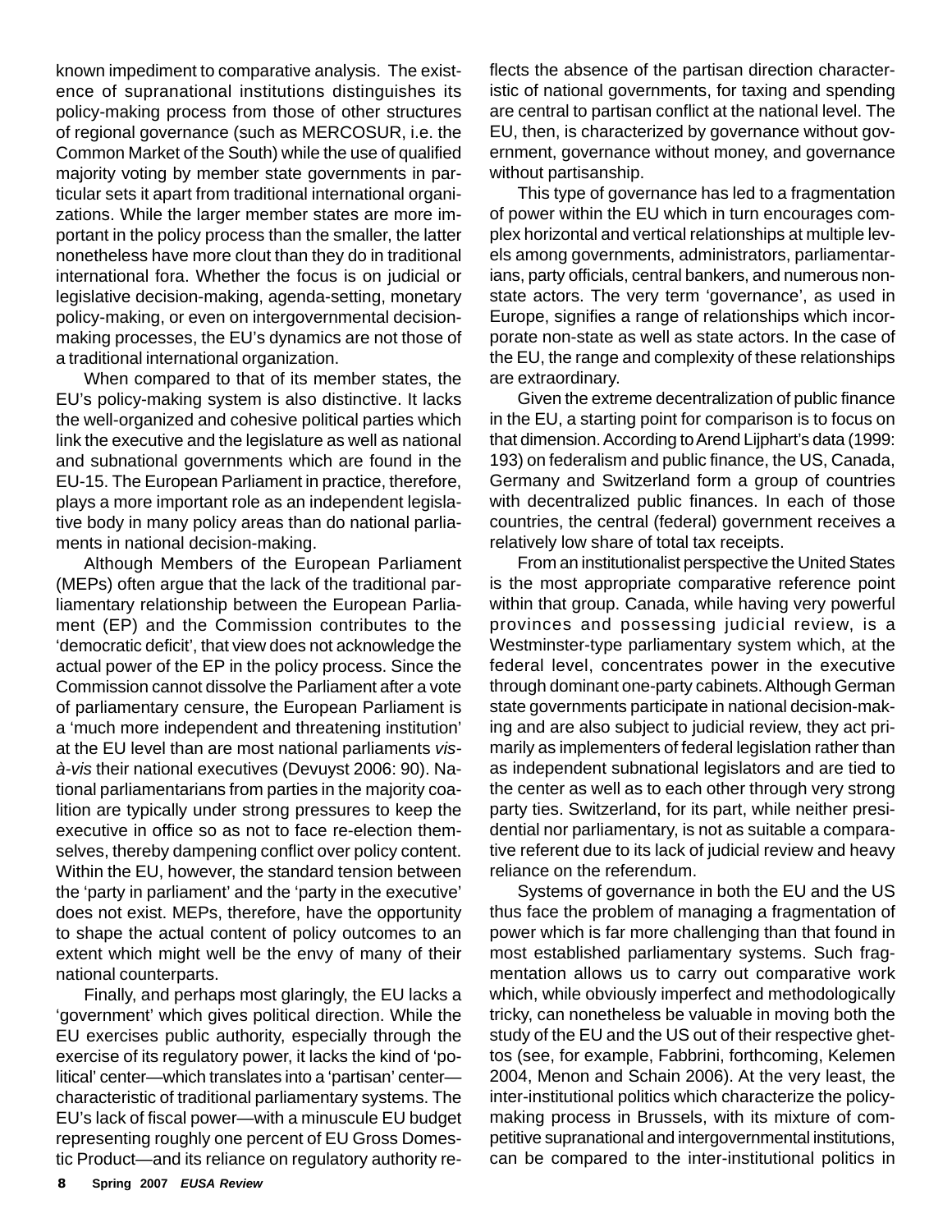known impediment to comparative analysis. The existence of supranational institutions distinguishes its policy-making process from those of other structures of regional governance (such as MERCOSUR, i.e. the Common Market of the South) while the use of qualified majority voting by member state governments in particular sets it apart from traditional international organizations. While the larger member states are more important in the policy process than the smaller, the latter nonetheless have more clout than they do in traditional international fora. Whether the focus is on judicial or legislative decision-making, agenda-setting, monetary policy-making, or even on intergovernmental decision-making processes, the EU's dynamics are not those of a traditional international organization.

When compared to that of its member states, the EU's policy-making system is also distinctive. It lacks the well-organized and cohesive political parties which link the executive and the legislature as well as national and subnational governments which are found in the EU-15. The European Parliament in practice, therefore, plays a more important role as an independent legislative body in many policy areas than do national parliaments in national decision-making.

Although Members of the European Parliament (MEPs) often argue that the lack of the traditional parliamentary relationship between the European Parliament (EP) and the Commission contributes to the 'democratic deficit', that view does not acknowledge the actual power of the EP in the policy process. Since the Commission cannot dissolve the Parliament after a vote of parliamentary censure, the European Parliament is a 'much more independent and threatening institution' at the EU level than are most national parliaments *vis-à-vis* their national executives (Devuyst 2006: 90). National parliamentarians from parties in the majority coalition are typically under strong pressures to keep the executive in office so as not to face re-election themselves, thereby dampening conflict over policy content. Within the EU, however, the standard tension between the 'party in parliament' and the 'party in the executive' does not exist. MEPs, therefore, have the opportunity to shape the actual content of policy outcomes to an extent which might well be the envy of many of their national counterparts.

Finally, and perhaps most glaringly, the EU lacks a 'government' which gives political direction. While the EU exercises public authority, especially through the exercise of its regulatory power, it lacks the kind of 'political' center—which translates into a 'partisan' center—characteristic of traditional parliamentary systems. The EU's lack of fiscal power—with a minuscule EU budget representing roughly one percent of EU Gross Domestic Product—and its reliance on regulatory authority reflects the absence of the partisan direction characteristic of national governments, for taxing and spending are central to partisan conflict at the national level. The EU, then, is characterized by governance without government, governance without money, and governance without partisanship.

This type of governance has led to a fragmentation of power within the EU which in turn encourages complex horizontal and vertical relationships at multiple levels among governments, administrators, parliamentarians, party officials, central bankers, and numerous non-state actors. The very term 'governance', as used in Europe, signifies a range of relationships which incorporate non-state as well as state actors. In the case of the EU, the range and complexity of these relationships are extraordinary.

Given the extreme decentralization of public finance in the EU, a starting point for comparison is to focus on that dimension. According to Arend Lijphart's data (1999: 193) on federalism and public finance, the US, Canada, Germany and Switzerland form a group of countries with decentralized public finances. In each of those countries, the central (federal) government receives a relatively low share of total tax receipts.

From an institutionalist perspective the United States is the most appropriate comparative reference point within that group. Canada, while having very powerful provinces and possessing judicial review, is a Westminster-type parliamentary system which, at the federal level, concentrates power in the executive through dominant one-party cabinets. Although German state governments participate in national decision-making and are also subject to judicial review, they act primarily as implementers of federal legislation rather than as independent subnational legislators and are tied to the center as well as to each other through very strong party ties. Switzerland, for its part, while neither presidential nor parliamentary, is not as suitable a comparative referent due to its lack of judicial review and heavy reliance on the referendum.

Systems of governance in both the EU and the US thus face the problem of managing a fragmentation of power which is far more challenging than that found in most established parliamentary systems. Such fragmentation allows us to carry out comparative work which, while obviously imperfect and methodologically tricky, can nonetheless be valuable in moving both the study of the EU and the US out of their respective ghettos (see, for example, Fabbrini, forthcoming, Kelemen 2004, Menon and Schain 2006). At the very least, the inter-institutional politics which characterize the policy-making process in Brussels, with its mixture of competitive supranational and intergovernmental institutions, can be compared to the inter-institutional politics in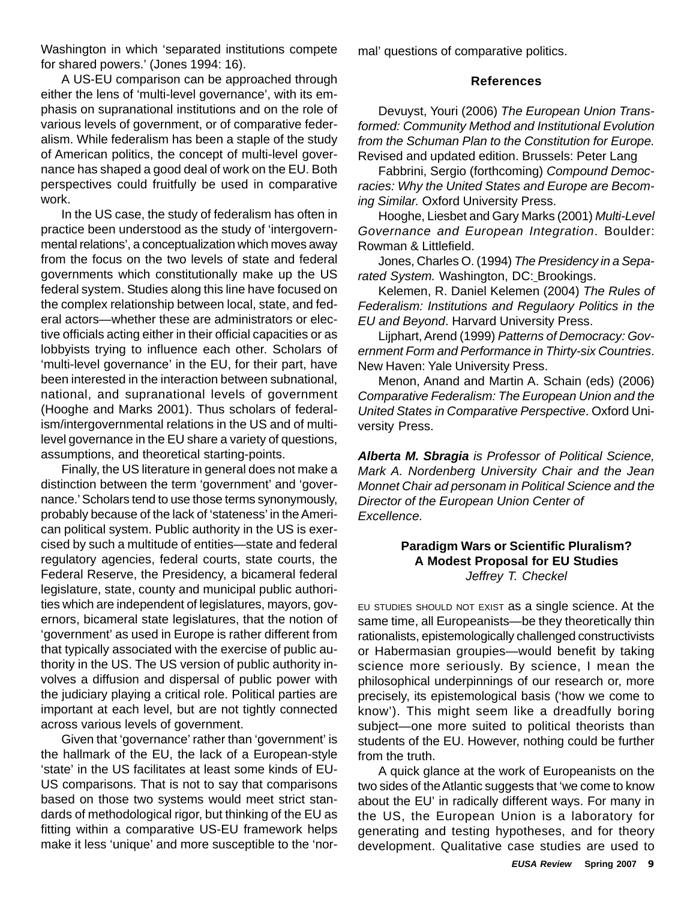Washington in which 'separated institutions compete for shared powers.' (Jones 1994: 16).

A US-EU comparison can be approached through either the lens of 'multi-level governance', with its emphasis on supranational institutions and on the role of various levels of government, or of comparative federalism. While federalism has been a staple of the study of American politics, the concept of multi-level governance has shaped a good deal of work on the EU. Both perspectives could fruitfully be used in comparative work.

In the US case, the study of federalism has often in practice been understood as the study of 'intergovernmental relations', a conceptualization which moves away from the focus on the two levels of state and federal governments which constitutionally make up the US federal system. Studies along this line have focused on the complex relationship between local, state, and federal actors—whether these are administrators or elective officials acting either in their official capacities or as lobbyists trying to influence each other. Scholars of 'multi-level governance' in the EU, for their part, have been interested in the interaction between subnational, national, and supranational levels of government (Hooghe and Marks 2001). Thus scholars of federalism/intergovernmental relations in the US and of multi-level governance in the EU share a variety of questions, assumptions, and theoretical starting-points.

Finally, the US literature in general does not make a distinction between the term 'government' and 'governance.' Scholars tend to use those terms synonymously, probably because of the lack of 'stateness' in the American political system. Public authority in the US is exercised by such a multitude of entities—state and federal regulatory agencies, federal courts, state courts, the Federal Reserve, the Presidency, a bicameral federal legislature, state, county and municipal public authorities which are independent of legislatures, mayors, governors, bicameral state legislatures, that the notion of 'government' as used in Europe is rather different from that typically associated with the exercise of public authority in the US. The US version of public authority involves a diffusion and dispersal of public power with the judiciary playing a critical role. Political parties are important at each level, but are not tightly connected across various levels of government.

Given that 'governance' rather than 'government' is the hallmark of the EU, the lack of a European-style 'state' in the US facilitates at least some kinds of EU-US comparisons. That is not to say that comparisons based on those two systems would meet strict standards of methodological rigor, but thinking of the EU as fitting within a comparative US-EU framework helps make it less 'unique' and more susceptible to the 'normal' questions of comparative politics.

### References

Devuyst, Youri (2006) *The European Union Transformed: Community Method and Institutional Evolution from the Schuman Plan to the Constitution for Europe.* Revised and updated edition. Brussels: Peter Lang

Fabbrini, Sergio (forthcoming) *Compound Democracies: Why the United States and Europe are Becoming Similar.* Oxford University Press.

Hooghe, Liesbet and Gary Marks (2001) *Multi-Level Governance and European Integration*. Boulder: Rowman & Littlefield.

Jones, Charles O. (1994) *The Presidency in a Separated System.* Washington, DC: Brookings.

Kelemen, R. Daniel Kelemen (2004) *The Rules of Federalism: Institutions and Regulaory Politics in the EU and Beyond*. Harvard University Press.

Lijphart, Arend (1999) *Patterns of Democracy: Government Form and Performance in Thirty-six Countries*. New Haven: Yale University Press.

Menon, Anand and Martin A. Schain (eds) (2006) *Comparative Federalism: The European Union and the United States in Comparative Perspective*. Oxford University Press.

***Alberta M. Sbragia*** *is Professor of Political Science, Mark A. Nordenberg University Chair and the Jean Monnet Chair ad personam in Political Science and the Director of the European Union Center of Excellence.*

## Paradigm Wars or Scientific Pluralism? A Modest Proposal for EU Studies

*Jeffrey T. Checkel*

EU STUDIES SHOULD NOT EXIST as a single science. At the same time, all Europeanists—be they theoretically thin rationalists, epistemologically challenged constructivists or Habermasian groupies—would benefit by taking science more seriously. By science, I mean the philosophical underpinnings of our research or, more precisely, its epistemological basis ('how we come to know'). This might seem like a dreadfully boring subject—one more suited to political theorists than students of the EU. However, nothing could be further from the truth.

A quick glance at the work of Europeanists on the two sides of the Atlantic suggests that 'we come to know about the EU' in radically different ways. For many in the US, the European Union is a laboratory for generating and testing hypotheses, and for theory development. Qualitative case studies are used to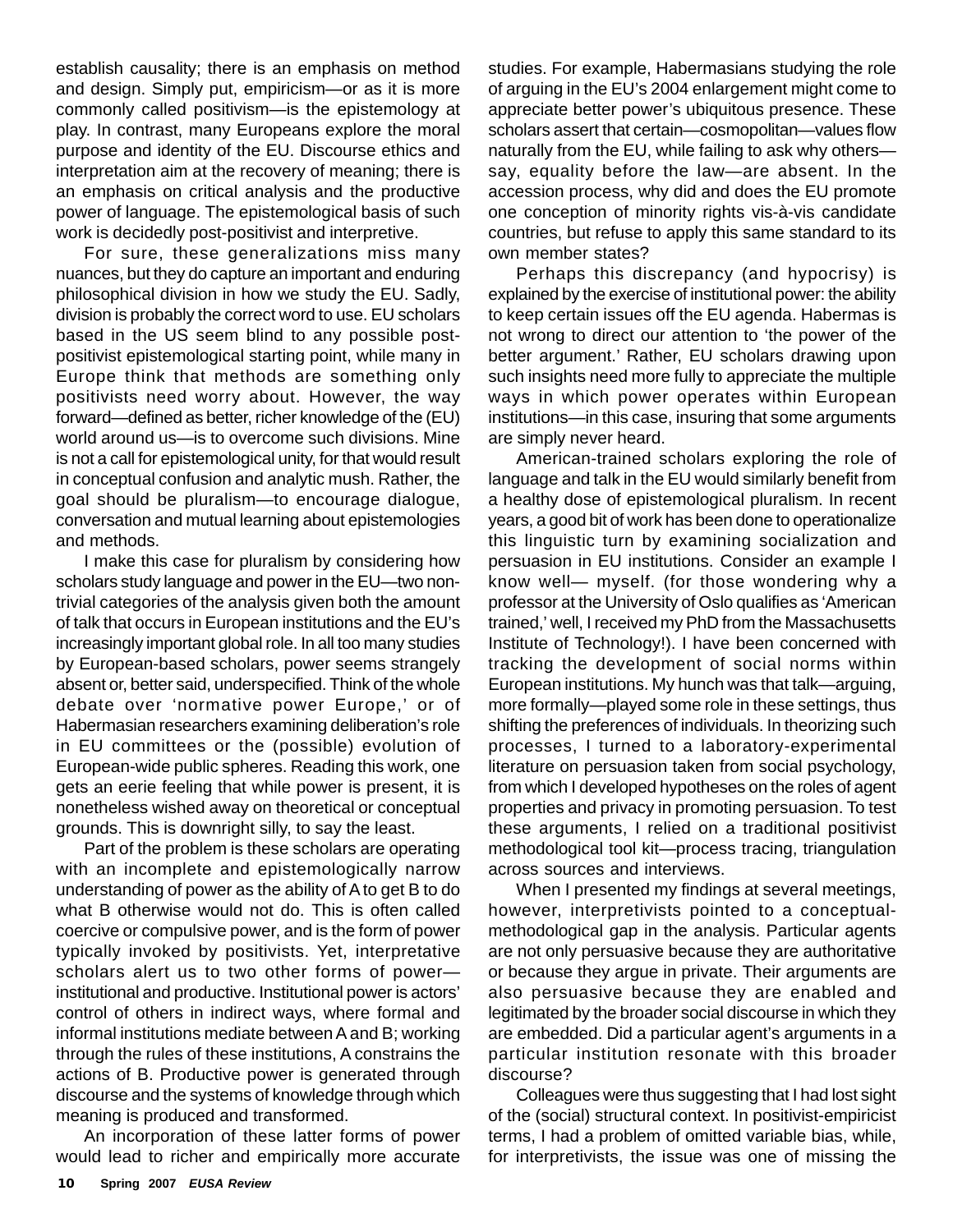establish causality; there is an emphasis on method and design. Simply put, empiricism—or as it is more commonly called positivism—is the epistemology at play. In contrast, many Europeans explore the moral purpose and identity of the EU. Discourse ethics and interpretation aim at the recovery of meaning; there is an emphasis on critical analysis and the productive power of language. The epistemological basis of such work is decidedly post-positivist and interpretive.

For sure, these generalizations miss many nuances, but they do capture an important and enduring philosophical division in how we study the EU. Sadly, division is probably the correct word to use. EU scholars based in the US seem blind to any possible post-positivist epistemological starting point, while many in Europe think that methods are something only positivists need worry about. However, the way forward—defined as better, richer knowledge of the (EU) world around us—is to overcome such divisions. Mine is not a call for epistemological unity, for that would result in conceptual confusion and analytic mush. Rather, the goal should be pluralism—to encourage dialogue, conversation and mutual learning about epistemologies and methods.

I make this case for pluralism by considering how scholars study language and power in the EU—two non-trivial categories of the analysis given both the amount of talk that occurs in European institutions and the EU's increasingly important global role. In all too many studies by European-based scholars, power seems strangely absent or, better said, underspecified. Think of the whole debate over 'normative power Europe,' or of Habermasian researchers examining deliberation's role in EU committees or the (possible) evolution of European-wide public spheres. Reading this work, one gets an eerie feeling that while power is present, it is nonetheless wished away on theoretical or conceptual grounds. This is downright silly, to say the least.

Part of the problem is these scholars are operating with an incomplete and epistemologically narrow understanding of power as the ability of A to get B to do what B otherwise would not do. This is often called coercive or compulsive power, and is the form of power typically invoked by positivists. Yet, interpretative scholars alert us to two other forms of power—institutional and productive. Institutional power is actors' control of others in indirect ways, where formal and informal institutions mediate between A and B; working through the rules of these institutions, A constrains the actions of B. Productive power is generated through discourse and the systems of knowledge through which meaning is produced and transformed.

An incorporation of these latter forms of power would lead to richer and empirically more accurate studies. For example, Habermasians studying the role of arguing in the EU's 2004 enlargement might come to appreciate better power's ubiquitous presence. These scholars assert that certain—cosmopolitan—values flow naturally from the EU, while failing to ask why others—say, equality before the law—are absent. In the accession process, why did and does the EU promote one conception of minority rights vis-à-vis candidate countries, but refuse to apply this same standard to its own member states?

Perhaps this discrepancy (and hypocrisy) is explained by the exercise of institutional power: the ability to keep certain issues off the EU agenda. Habermas is not wrong to direct our attention to 'the power of the better argument.' Rather, EU scholars drawing upon such insights need more fully to appreciate the multiple ways in which power operates within European institutions—in this case, insuring that some arguments are simply never heard.

American-trained scholars exploring the role of language and talk in the EU would similarly benefit from a healthy dose of epistemological pluralism. In recent years, a good bit of work has been done to operationalize this linguistic turn by examining socialization and persuasion in EU institutions. Consider an example I know well— myself. (for those wondering why a professor at the University of Oslo qualifies as 'American trained,' well, I received my PhD from the Massachusetts Institute of Technology!). I have been concerned with tracking the development of social norms within European institutions. My hunch was that talk—arguing, more formally—played some role in these settings, thus shifting the preferences of individuals. In theorizing such processes, I turned to a laboratory-experimental literature on persuasion taken from social psychology, from which I developed hypotheses on the roles of agent properties and privacy in promoting persuasion. To test these arguments, I relied on a traditional positivist methodological tool kit—process tracing, triangulation across sources and interviews.

When I presented my findings at several meetings, however, interpretivists pointed to a conceptual-methodological gap in the analysis. Particular agents are not only persuasive because they are authoritative or because they argue in private. Their arguments are also persuasive because they are enabled and legitimated by the broader social discourse in which they are embedded. Did a particular agent's arguments in a particular institution resonate with this broader discourse?

Colleagues were thus suggesting that I had lost sight of the (social) structural context. In positivist-empiricist terms, I had a problem of omitted variable bias, while, for interpretivists, the issue was one of missing the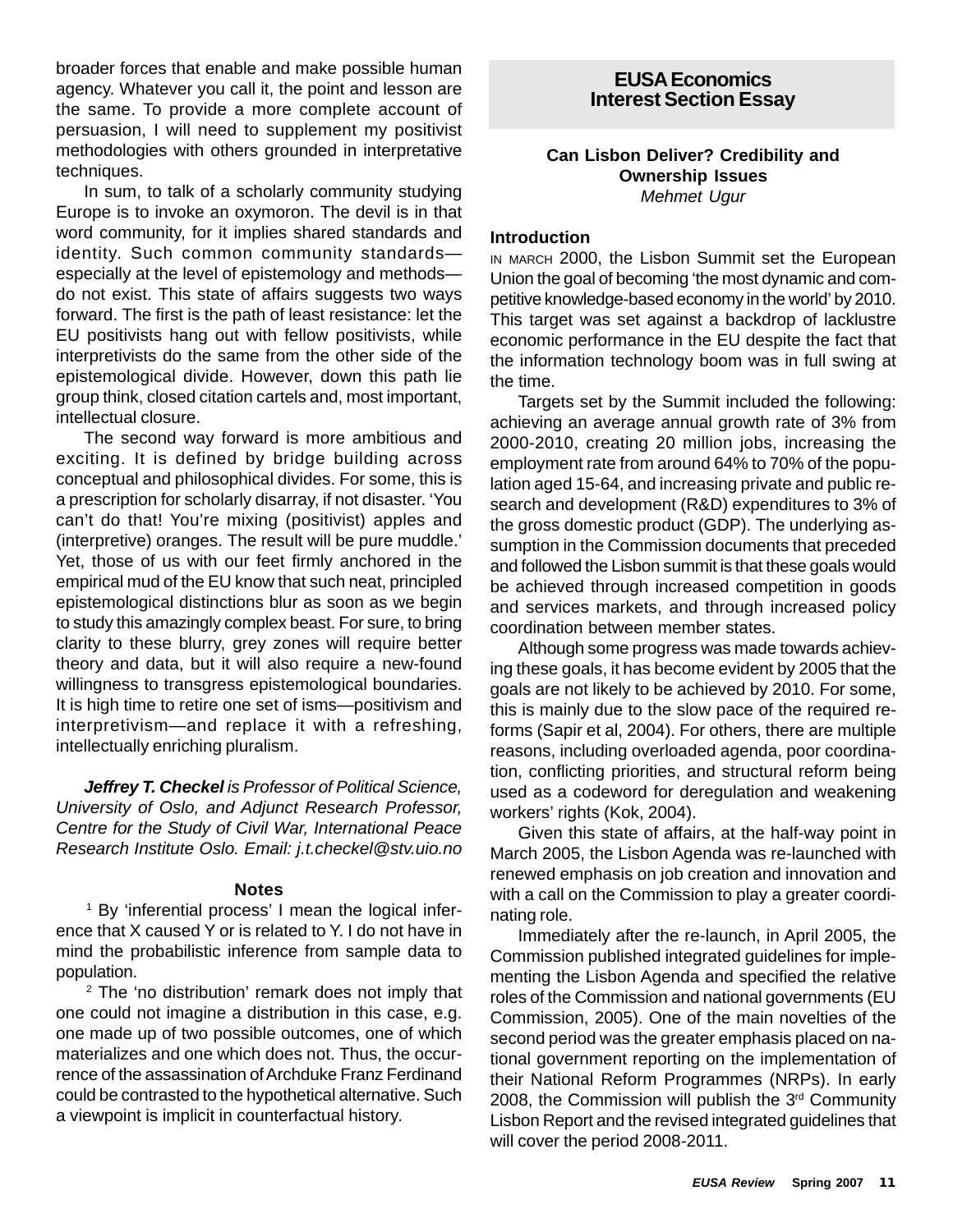broader forces that enable and make possible human agency. Whatever you call it, the point and lesson are the same. To provide a more complete account of persuasion, I will need to supplement my positivist methodologies with others grounded in interpretative techniques.

In sum, to talk of a scholarly community studying Europe is to invoke an oxymoron. The devil is in that word community, for it implies shared standards and identity. Such common community standards—especially at the level of epistemology and methods—do not exist. This state of affairs suggests two ways forward. The first is the path of least resistance: let the EU positivists hang out with fellow positivists, while interpretivists do the same from the other side of the epistemological divide. However, down this path lie group think, closed citation cartels and, most important, intellectual closure.

The second way forward is more ambitious and exciting. It is defined by bridge building across conceptual and philosophical divides. For some, this is a prescription for scholarly disarray, if not disaster. 'You can't do that! You're mixing (positivist) apples and (interpretive) oranges. The result will be pure muddle.' Yet, those of us with our feet firmly anchored in the empirical mud of the EU know that such neat, principled epistemological distinctions blur as soon as we begin to study this amazingly complex beast. For sure, to bring clarity to these blurry, grey zones will require better theory and data, but it will also require a new-found willingness to transgress epistemological boundaries. It is high time to retire one set of isms—positivism and interpretivism—and replace it with a refreshing, intellectually enriching pluralism.

***Jeffrey T. Checkel*** *is Professor of Political Science, University of Oslo, and Adjunct Research Professor, Centre for the Study of Civil War, International Peace Research Institute Oslo. Email: j.t.checkel@stv.uio.no*

#### Notes

[1] By 'inferential process' I mean the logical inference that X caused Y or is related to Y. I do not have in mind the probabilistic inference from sample data to population.

[2] The 'no distribution' remark does not imply that one could not imagine a distribution in this case, e.g. one made up of two possible outcomes, one of which materializes and one which does not. Thus, the occurrence of the assassination of Archduke Franz Ferdinand could be contrasted to the hypothetical alternative. Such a viewpoint is implicit in counterfactual history.

## EUSA Economics Interest Section Essay

### Can Lisbon Deliver? Credibility and Ownership Issues

*Mehmet Ugur*

#### Introduction

IN MARCH 2000, the Lisbon Summit set the European Union the goal of becoming 'the most dynamic and competitive knowledge-based economy in the world' by 2010. This target was set against a backdrop of lacklustre economic performance in the EU despite the fact that the information technology boom was in full swing at the time.

Targets set by the Summit included the following: achieving an average annual growth rate of 3% from 2000-2010, creating 20 million jobs, increasing the employment rate from around 64% to 70% of the population aged 15-64, and increasing private and public research and development (R&D) expenditures to 3% of the gross domestic product (GDP). The underlying assumption in the Commission documents that preceded and followed the Lisbon summit is that these goals would be achieved through increased competition in goods and services markets, and through increased policy coordination between member states.

Although some progress was made towards achieving these goals, it has become evident by 2005 that the goals are not likely to be achieved by 2010. For some, this is mainly due to the slow pace of the required reforms (Sapir et al, 2004). For others, there are multiple reasons, including overloaded agenda, poor coordination, conflicting priorities, and structural reform being used as a codeword for deregulation and weakening workers' rights (Kok, 2004).

Given this state of affairs, at the half-way point in March 2005, the Lisbon Agenda was re-launched with renewed emphasis on job creation and innovation and with a call on the Commission to play a greater coordinating role.

Immediately after the re-launch, in April 2005, the Commission published integrated guidelines for implementing the Lisbon Agenda and specified the relative roles of the Commission and national governments (EU Commission, 2005). One of the main novelties of the second period was the greater emphasis placed on national government reporting on the implementation of their National Reform Programmes (NRPs). In early 2008, the Commission will publish the 3rd Community Lisbon Report and the revised integrated guidelines that will cover the period 2008-2011.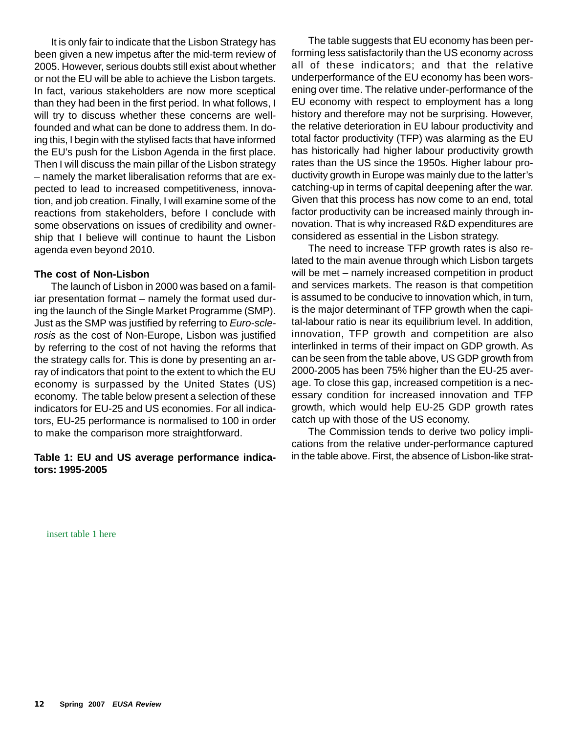It is only fair to indicate that the Lisbon Strategy has been given a new impetus after the mid-term review of 2005. However, serious doubts still exist about whether or not the EU will be able to achieve the Lisbon targets. In fact, various stakeholders are now more sceptical than they had been in the first period. In what follows, I will try to discuss whether these concerns are well-founded and what can be done to address them. In doing this, I begin with the stylised facts that have informed the EU's push for the Lisbon Agenda in the first place. Then I will discuss the main pillar of the Lisbon strategy – namely the market liberalisation reforms that are expected to lead to increased competitiveness, innovation, and job creation. Finally, I will examine some of the reactions from stakeholders, before I conclude with some observations on issues of credibility and ownership that I believe will continue to haunt the Lisbon agenda even beyond 2010.

### The cost of Non-Lisbon

The launch of Lisbon in 2000 was based on a familiar presentation format – namely the format used during the launch of the Single Market Programme (SMP). Just as the SMP was justified by referring to *Euro-sclerosis* as the cost of Non-Europe, Lisbon was justified by referring to the cost of not having the reforms that the strategy calls for. This is done by presenting an array of indicators that point to the extent to which the EU economy is surpassed by the United States (US) economy. The table below present a selection of these indicators for EU-25 and US economies. For all indicators, EU-25 performance is normalised to 100 in order to make the comparison more straightforward.

**Table 1: EU and US average performance indicators: 1995-2005**

insert table 1 here

The table suggests that EU economy has been performing less satisfactorily than the US economy across all of these indicators; and that the relative underperformance of the EU economy has been worsening over time. The relative under-performance of the EU economy with respect to employment has a long history and therefore may not be surprising. However, the relative deterioration in EU labour productivity and total factor productivity (TFP) was alarming as the EU has historically had higher labour productivity growth rates than the US since the 1950s. Higher labour productivity growth in Europe was mainly due to the latter's catching-up in terms of capital deepening after the war. Given that this process has now come to an end, total factor productivity can be increased mainly through innovation. That is why increased R&D expenditures are considered as essential in the Lisbon strategy.

The need to increase TFP growth rates is also related to the main avenue through which Lisbon targets will be met – namely increased competition in product and services markets. The reason is that competition is assumed to be conducive to innovation which, in turn, is the major determinant of TFP growth when the capital-labour ratio is near its equilibrium level. In addition, innovation, TFP growth and competition are also interlinked in terms of their impact on GDP growth. As can be seen from the table above, US GDP growth from 2000-2005 has been 75% higher than the EU-25 average. To close this gap, increased competition is a necessary condition for increased innovation and TFP growth, which would help EU-25 GDP growth rates catch up with those of the US economy.

The Commission tends to derive two policy implications from the relative under-performance captured in the table above. First, the absence of Lisbon-like strat-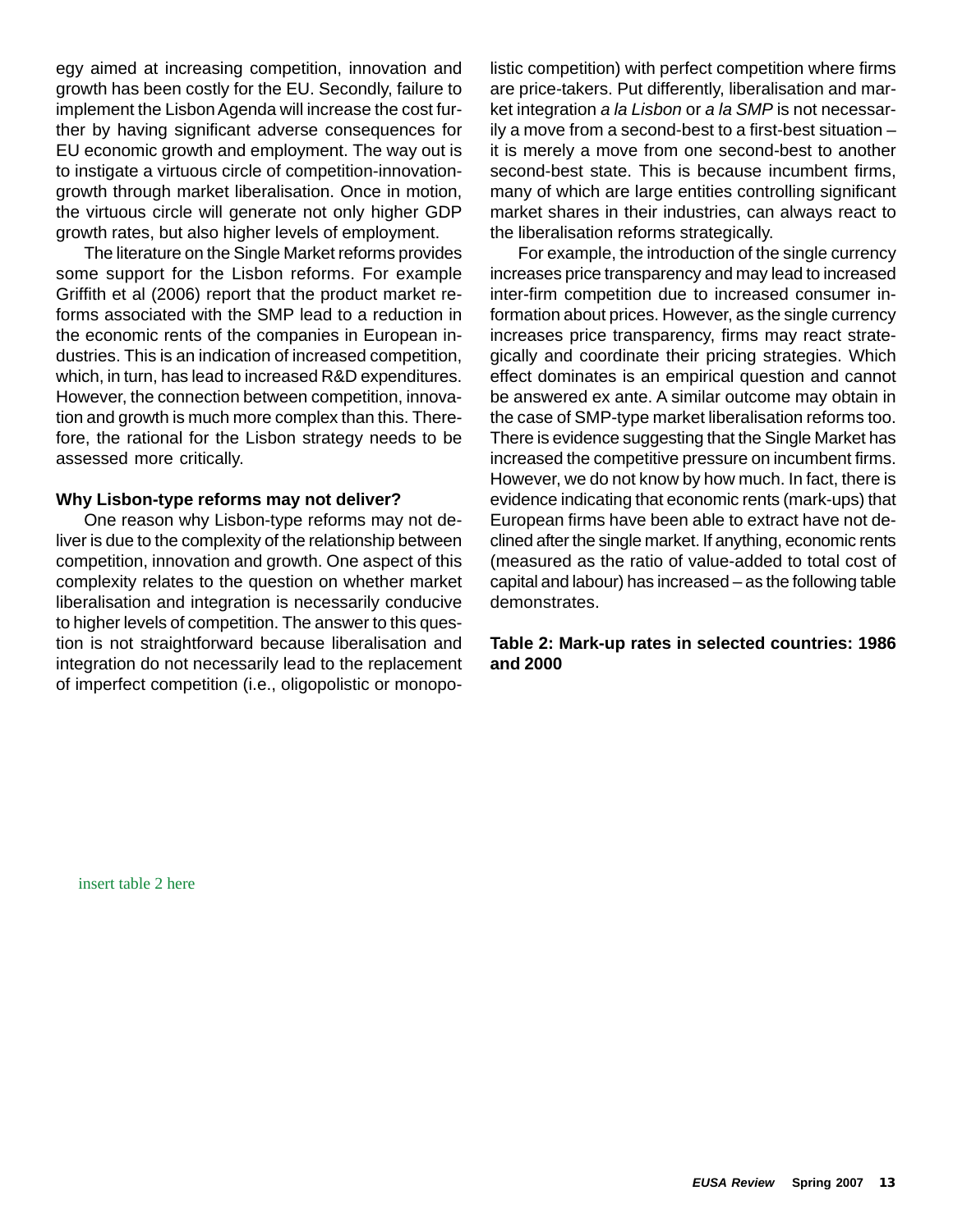egy aimed at increasing competition, innovation and growth has been costly for the EU. Secondly, failure to implement the Lisbon Agenda will increase the cost further by having significant adverse consequences for EU economic growth and employment. The way out is to instigate a virtuous circle of competition-innovation-growth through market liberalisation. Once in motion, the virtuous circle will generate not only higher GDP growth rates, but also higher levels of employment.

The literature on the Single Market reforms provides some support for the Lisbon reforms. For example Griffith et al (2006) report that the product market reforms associated with the SMP lead to a reduction in the economic rents of the companies in European industries. This is an indication of increased competition, which, in turn, has lead to increased R&D expenditures. However, the connection between competition, innovation and growth is much more complex than this. Therefore, the rational for the Lisbon strategy needs to be assessed more critically.

### Why Lisbon-type reforms may not deliver?

One reason why Lisbon-type reforms may not deliver is due to the complexity of the relationship between competition, innovation and growth. One aspect of this complexity relates to the question on whether market liberalisation and integration is necessarily conducive to higher levels of competition. The answer to this question is not straightforward because liberalisation and integration do not necessarily lead to the replacement of imperfect competition (i.e., oligopolistic or monopolistic competition) with perfect competition where firms are price-takers. Put differently, liberalisation and market integration *a la Lisbon* or *a la SMP* is not necessarily a move from a second-best to a first-best situation – it is merely a move from one second-best to another second-best state. This is because incumbent firms, many of which are large entities controlling significant market shares in their industries, can always react to the liberalisation reforms strategically.

For example, the introduction of the single currency increases price transparency and may lead to increased inter-firm competition due to increased consumer information about prices. However, as the single currency increases price transparency, firms may react strategically and coordinate their pricing strategies. Which effect dominates is an empirical question and cannot be answered ex ante. A similar outcome may obtain in the case of SMP-type market liberalisation reforms too. There is evidence suggesting that the Single Market has increased the competitive pressure on incumbent firms. However, we do not know by how much. In fact, there is evidence indicating that economic rents (mark-ups) that European firms have been able to extract have not declined after the single market. If anything, economic rents (measured as the ratio of value-added to total cost of capital and labour) has increased – as the following table demonstrates.

**Table 2: Mark-up rates in selected countries: 1986 and 2000**

insert table 2 here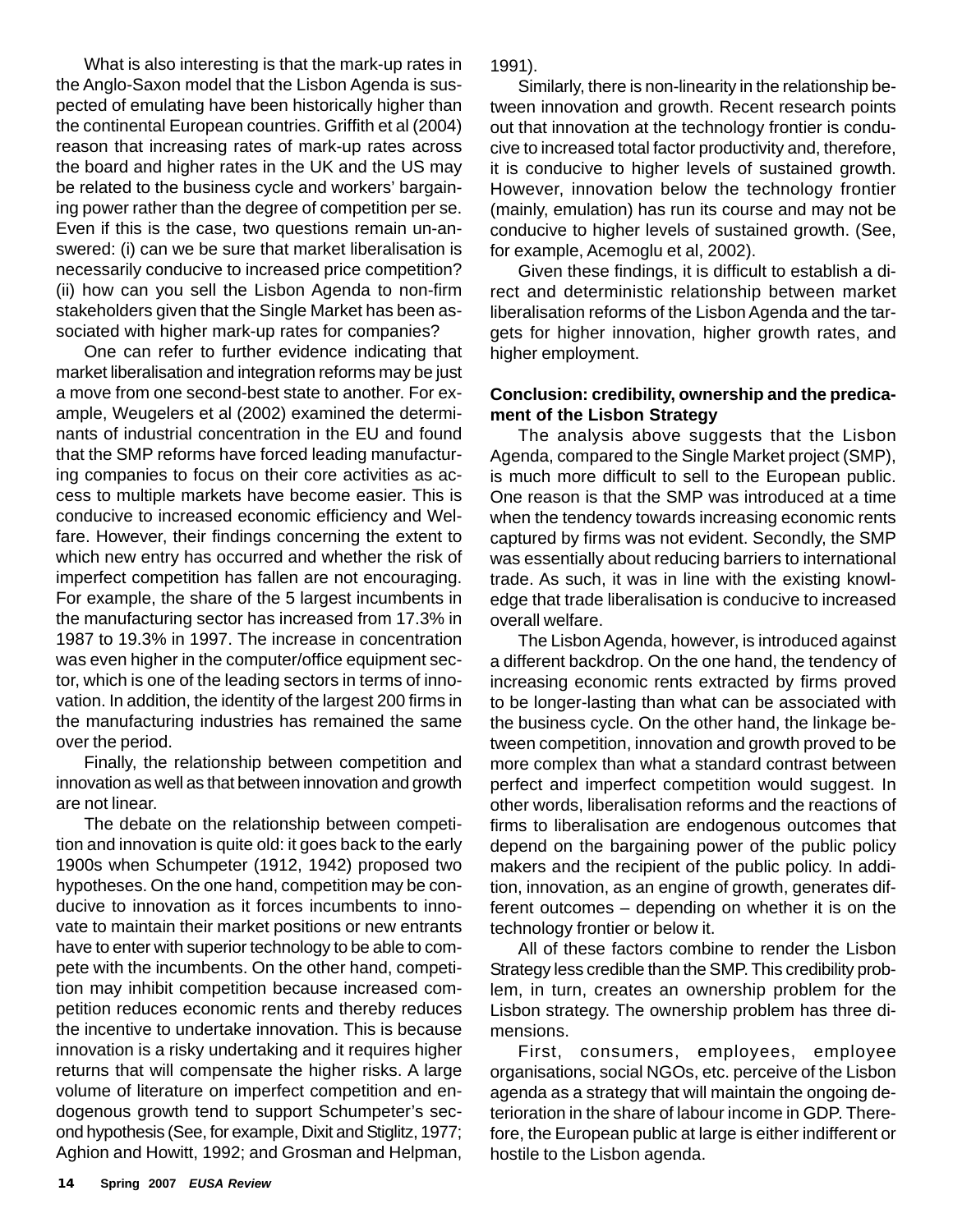What is also interesting is that the mark-up rates in the Anglo-Saxon model that the Lisbon Agenda is suspected of emulating have been historically higher than the continental European countries. Griffith et al (2004) reason that increasing rates of mark-up rates across the board and higher rates in the UK and the US may be related to the business cycle and workers' bargaining power rather than the degree of competition per se. Even if this is the case, two questions remain unanswered: (i) can we be sure that market liberalisation is necessarily conducive to increased price competition? (ii) how can you sell the Lisbon Agenda to non-firm stakeholders given that the Single Market has been associated with higher mark-up rates for companies?

One can refer to further evidence indicating that market liberalisation and integration reforms may be just a move from one second-best state to another. For example, Weugelers et al (2002) examined the determinants of industrial concentration in the EU and found that the SMP reforms have forced leading manufacturing companies to focus on their core activities as access to multiple markets have become easier. This is conducive to increased economic efficiency and Welfare. However, their findings concerning the extent to which new entry has occurred and whether the risk of imperfect competition has fallen are not encouraging. For example, the share of the 5 largest incumbents in the manufacturing sector has increased from 17.3% in 1987 to 19.3% in 1997. The increase in concentration was even higher in the computer/office equipment sector, which is one of the leading sectors in terms of innovation. In addition, the identity of the largest 200 firms in the manufacturing industries has remained the same over the period.

Finally, the relationship between competition and innovation as well as that between innovation and growth are not linear.

The debate on the relationship between competition and innovation is quite old: it goes back to the early 1900s when Schumpeter (1912, 1942) proposed two hypotheses. On the one hand, competition may be conducive to innovation as it forces incumbents to innovate to maintain their market positions or new entrants have to enter with superior technology to be able to compete with the incumbents. On the other hand, competition may inhibit competition because increased competition reduces economic rents and thereby reduces the incentive to undertake innovation. This is because innovation is a risky undertaking and it requires higher returns that will compensate the higher risks. A large volume of literature on imperfect competition and endogenous growth tend to support Schumpeter's second hypothesis (See, for example, Dixit and Stiglitz, 1977; Aghion and Howitt, 1992; and Grosman and Helpman, 1991).

Similarly, there is non-linearity in the relationship between innovation and growth. Recent research points out that innovation at the technology frontier is conducive to increased total factor productivity and, therefore, it is conducive to higher levels of sustained growth. However, innovation below the technology frontier (mainly, emulation) has run its course and may not be conducive to higher levels of sustained growth. (See, for example, Acemoglu et al, 2002).

Given these findings, it is difficult to establish a direct and deterministic relationship between market liberalisation reforms of the Lisbon Agenda and the targets for higher innovation, higher growth rates, and higher employment.

**Conclusion: credibility, ownership and the predicament of the Lisbon Strategy**

The analysis above suggests that the Lisbon Agenda, compared to the Single Market project (SMP), is much more difficult to sell to the European public. One reason is that the SMP was introduced at a time when the tendency towards increasing economic rents captured by firms was not evident. Secondly, the SMP was essentially about reducing barriers to international trade. As such, it was in line with the existing knowledge that trade liberalisation is conducive to increased overall welfare.

The Lisbon Agenda, however, is introduced against a different backdrop. On the one hand, the tendency of increasing economic rents extracted by firms proved to be longer-lasting than what can be associated with the business cycle. On the other hand, the linkage between competition, innovation and growth proved to be more complex than what a standard contrast between perfect and imperfect competition would suggest. In other words, liberalisation reforms and the reactions of firms to liberalisation are endogenous outcomes that depend on the bargaining power of the public policy makers and the recipient of the public policy. In addition, innovation, as an engine of growth, generates different outcomes – depending on whether it is on the technology frontier or below it.

All of these factors combine to render the Lisbon Strategy less credible than the SMP. This credibility problem, in turn, creates an ownership problem for the Lisbon strategy. The ownership problem has three dimensions.

First, consumers, employees, employee organisations, social NGOs, etc. perceive of the Lisbon agenda as a strategy that will maintain the ongoing deterioration in the share of labour income in GDP. Therefore, the European public at large is either indifferent or hostile to the Lisbon agenda.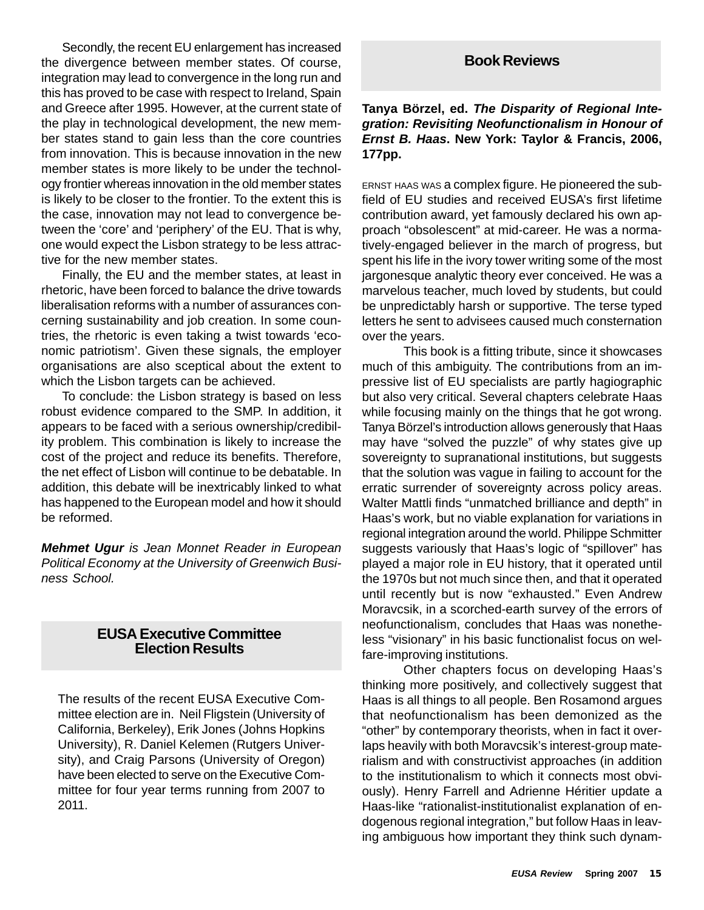Secondly, the recent EU enlargement has increased the divergence between member states. Of course, integration may lead to convergence in the long run and this has proved to be case with respect to Ireland, Spain and Greece after 1995. However, at the current state of the play in technological development, the new member states stand to gain less than the core countries from innovation. This is because innovation in the new member states is more likely to be under the technology frontier whereas innovation in the old member states is likely to be closer to the frontier. To the extent this is the case, innovation may not lead to convergence between the 'core' and 'periphery' of the EU. That is why, one would expect the Lisbon strategy to be less attractive for the new member states.

Finally, the EU and the member states, at least in rhetoric, have been forced to balance the drive towards liberalisation reforms with a number of assurances concerning sustainability and job creation. In some countries, the rhetoric is even taking a twist towards 'economic patriotism'. Given these signals, the employer organisations are also sceptical about the extent to which the Lisbon targets can be achieved.

To conclude: the Lisbon strategy is based on less robust evidence compared to the SMP. In addition, it appears to be faced with a serious ownership/credibility problem. This combination is likely to increase the cost of the project and reduce its benefits. Therefore, the net effect of Lisbon will continue to be debatable. In addition, this debate will be inextricably linked to what has happened to the European model and how it should be reformed.

***Mehmet Ugur*** *is Jean Monnet Reader in European Political Economy at the University of Greenwich Business School.*

## EUSA Executive Committee Election Results

The results of the recent EUSA Executive Committee election are in. Neil Fligstein (University of California, Berkeley), Erik Jones (Johns Hopkins University), R. Daniel Kelemen (Rutgers University), and Craig Parsons (University of Oregon) have been elected to serve on the Executive Committee for four year terms running from 2007 to 2011.

## Book Reviews

**Tanya Börzel, ed. *The Disparity of Regional Integration: Revisiting Neofunctionalism in Honour of Ernst B. Haas*. New York: Taylor & Francis, 2006, 177pp.**

ERNST HAAS WAS a complex figure. He pioneered the subfield of EU studies and received EUSA's first lifetime contribution award, yet famously declared his own approach "obsolescent" at mid-career. He was a normatively-engaged believer in the march of progress, but spent his life in the ivory tower writing some of the most jargonesque analytic theory ever conceived. He was a marvelous teacher, much loved by students, but could be unpredictably harsh or supportive. The terse typed letters he sent to advisees caused much consternation over the years.

This book is a fitting tribute, since it showcases much of this ambiguity. The contributions from an impressive list of EU specialists are partly hagiographic but also very critical. Several chapters celebrate Haas while focusing mainly on the things that he got wrong. Tanya Börzel's introduction allows generously that Haas may have "solved the puzzle" of why states give up sovereignty to supranational institutions, but suggests that the solution was vague in failing to account for the erratic surrender of sovereignty across policy areas. Walter Mattli finds "unmatched brilliance and depth" in Haas's work, but no viable explanation for variations in regional integration around the world. Philippe Schmitter suggests variously that Haas's logic of "spillover" has played a major role in EU history, that it operated until the 1970s but not much since then, and that it operated until recently but is now "exhausted." Even Andrew Moravcsik, in a scorched-earth survey of the errors of neofunctionalism, concludes that Haas was nonetheless "visionary" in his basic functionalist focus on welfare-improving institutions.

Other chapters focus on developing Haas's thinking more positively, and collectively suggest that Haas is all things to all people. Ben Rosamond argues that neofunctionalism has been demonized as the "other" by contemporary theorists, when in fact it overlaps heavily with both Moravcsik's interest-group materialism and with constructivist approaches (in addition to the institutionalism to which it connects most obviously). Henry Farrell and Adrienne Héritier update a Haas-like "rationalist-institutionalist explanation of endogenous regional integration," but follow Haas in leaving ambiguous how important they think such dynam-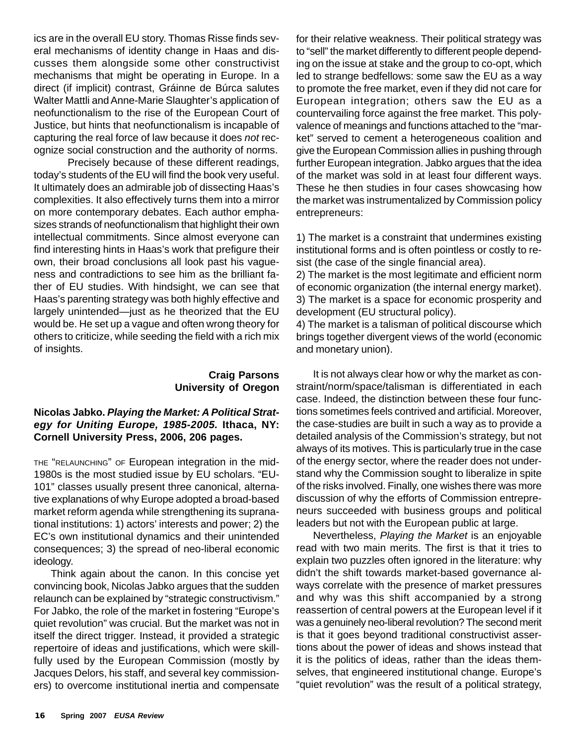ics are in the overall EU story. Thomas Risse finds several mechanisms of identity change in Haas and discusses them alongside some other constructivist mechanisms that might be operating in Europe. In a direct (if implicit) contrast, Gráinne de Búrca salutes Walter Mattli and Anne-Marie Slaughter's application of neofunctionalism to the rise of the European Court of Justice, but hints that neofunctionalism is incapable of capturing the real force of law because it does *not* recognize social construction and the authority of norms.

Precisely because of these different readings, today's students of the EU will find the book very useful. It ultimately does an admirable job of dissecting Haas's complexities. It also effectively turns them into a mirror on more contemporary debates. Each author emphasizes strands of neofunctionalism that highlight their own intellectual commitments. Since almost everyone can find interesting hints in Haas's work that prefigure their own, their broad conclusions all look past his vagueness and contradictions to see him as the brilliant father of EU studies. With hindsight, we can see that Haas's parenting strategy was both highly effective and largely unintended—just as he theorized that the EU would be. He set up a vague and often wrong theory for others to criticize, while seeding the field with a rich mix of insights.

**Craig Parsons**
**University of Oregon**

**Nicolas Jabko. *Playing the Market: A Political Strategy for Uniting Europe, 1985-2005.* Ithaca, NY: Cornell University Press, 2006, 206 pages.**

THE "RELAUNCHING" OF European integration in the mid-1980s is the most studied issue by EU scholars. "EU-101" classes usually present three canonical, alternative explanations of why Europe adopted a broad-based market reform agenda while strengthening its supranational institutions: 1) actors' interests and power; 2) the EC's own institutional dynamics and their unintended consequences; 3) the spread of neo-liberal economic ideology.

Think again about the canon. In this concise yet convincing book, Nicolas Jabko argues that the sudden relaunch can be explained by "strategic constructivism." For Jabko, the role of the market in fostering "Europe's quiet revolution" was crucial. But the market was not in itself the direct trigger. Instead, it provided a strategic repertoire of ideas and justifications, which were skillfully used by the European Commission (mostly by Jacques Delors, his staff, and several key commissioners) to overcome institutional inertia and compensate for their relative weakness. Their political strategy was to "sell" the market differently to different people depending on the issue at stake and the group to co-opt, which led to strange bedfellows: some saw the EU as a way to promote the free market, even if they did not care for European integration; others saw the EU as a countervailing force against the free market. This polyvalence of meanings and functions attached to the "market" served to cement a heterogeneous coalition and give the European Commission allies in pushing through further European integration. Jabko argues that the idea of the market was sold in at least four different ways. These he then studies in four cases showcasing how the market was instrumentalized by Commission policy entrepreneurs:

1) The market is a constraint that undermines existing institutional forms and is often pointless or costly to resist (the case of the single financial area).
2) The market is the most legitimate and efficient norm of economic organization (the internal energy market).
3) The market is a space for economic prosperity and development (EU structural policy).
4) The market is a talisman of political discourse which brings together divergent views of the world (economic and monetary union).

It is not always clear how or why the market as constraint/norm/space/talisman is differentiated in each case. Indeed, the distinction between these four functions sometimes feels contrived and artificial. Moreover, the case-studies are built in such a way as to provide a detailed analysis of the Commission's strategy, but not always of its motives. This is particularly true in the case of the energy sector, where the reader does not understand why the Commission sought to liberalize in spite of the risks involved. Finally, one wishes there was more discussion of why the efforts of Commission entrepreneurs succeeded with business groups and political leaders but not with the European public at large.

Nevertheless, *Playing the Market* is an enjoyable read with two main merits. The first is that it tries to explain two puzzles often ignored in the literature: why didn't the shift towards market-based governance always correlate with the presence of market pressures and why was this shift accompanied by a strong reassertion of central powers at the European level if it was a genuinely neo-liberal revolution? The second merit is that it goes beyond traditional constructivist assertions about the power of ideas and shows instead that it is the politics of ideas, rather than the ideas themselves, that engineered institutional change. Europe's "quiet revolution" was the result of a political strategy,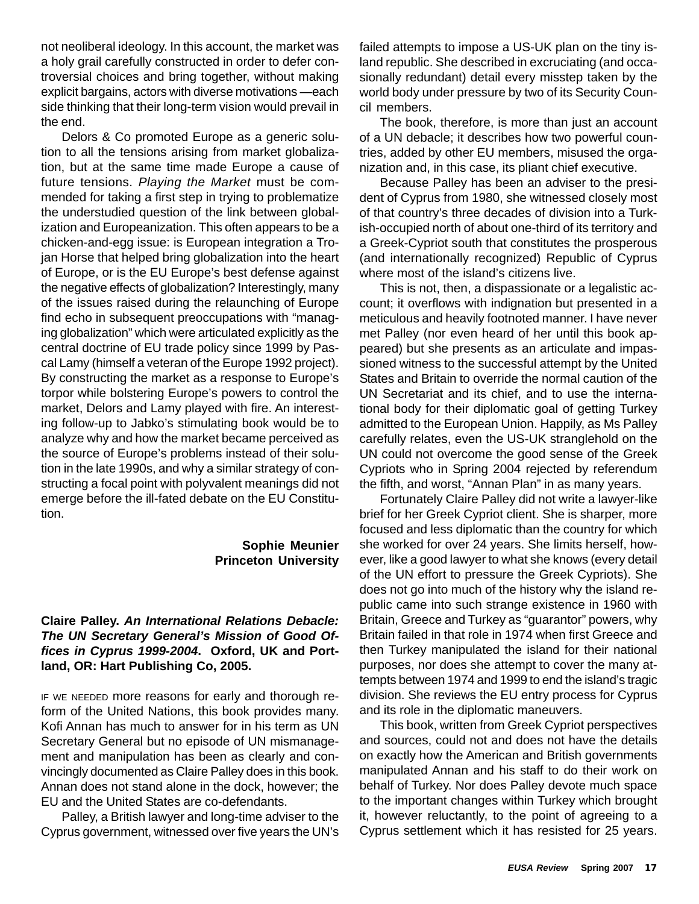not neoliberal ideology. In this account, the market was a holy grail carefully constructed in order to defer controversial choices and bring together, without making explicit bargains, actors with diverse motivations —each side thinking that their long-term vision would prevail in the end.

Delors & Co promoted Europe as a generic solution to all the tensions arising from market globalization, but at the same time made Europe a cause of future tensions. *Playing the Market* must be commended for taking a first step in trying to problematize the understudied question of the link between globalization and Europeanization. This often appears to be a chicken-and-egg issue: is European integration a Trojan Horse that helped bring globalization into the heart of Europe, or is the EU Europe's best defense against the negative effects of globalization? Interestingly, many of the issues raised during the relaunching of Europe find echo in subsequent preoccupations with "managing globalization" which were articulated explicitly as the central doctrine of EU trade policy since 1999 by Pascal Lamy (himself a veteran of the Europe 1992 project). By constructing the market as a response to Europe's torpor while bolstering Europe's powers to control the market, Delors and Lamy played with fire. An interesting follow-up to Jabko's stimulating book would be to analyze why and how the market became perceived as the source of Europe's problems instead of their solution in the late 1990s, and why a similar strategy of constructing a focal point with polyvalent meanings did not emerge before the ill-fated debate on the EU Constitution.

**Sophie Meunier**
**Princeton University**

**Claire Palley. *An International Relations Debacle: The UN Secretary General's Mission of Good Offices in Cyprus 1999-2004*. Oxford, UK and Portland, OR: Hart Publishing Co, 2005.**

IF WE NEEDED more reasons for early and thorough reform of the United Nations, this book provides many. Kofi Annan has much to answer for in his term as UN Secretary General but no episode of UN mismanagement and manipulation has been as clearly and convincingly documented as Claire Palley does in this book. Annan does not stand alone in the dock, however; the EU and the United States are co-defendants.

Palley, a British lawyer and long-time adviser to the Cyprus government, witnessed over five years the UN's failed attempts to impose a US-UK plan on the tiny island republic. She described in excruciating (and occasionally redundant) detail every misstep taken by the world body under pressure by two of its Security Council members.

The book, therefore, is more than just an account of a UN debacle; it describes how two powerful countries, added by other EU members, misused the organization and, in this case, its pliant chief executive.

Because Palley has been an adviser to the president of Cyprus from 1980, she witnessed closely most of that country's three decades of division into a Turkish-occupied north of about one-third of its territory and a Greek-Cypriot south that constitutes the prosperous (and internationally recognized) Republic of Cyprus where most of the island's citizens live.

This is not, then, a dispassionate or a legalistic account; it overflows with indignation but presented in a meticulous and heavily footnoted manner. I have never met Palley (nor even heard of her until this book appeared) but she presents as an articulate and impassioned witness to the successful attempt by the United States and Britain to override the normal caution of the UN Secretariat and its chief, and to use the international body for their diplomatic goal of getting Turkey admitted to the European Union. Happily, as Ms Palley carefully relates, even the US-UK stranglehold on the UN could not overcome the good sense of the Greek Cypriots who in Spring 2004 rejected by referendum the fifth, and worst, "Annan Plan" in as many years.

Fortunately Claire Palley did not write a lawyer-like brief for her Greek Cypriot client. She is sharper, more focused and less diplomatic than the country for which she worked for over 24 years. She limits herself, however, like a good lawyer to what she knows (every detail of the UN effort to pressure the Greek Cypriots). She does not go into much of the history why the island republic came into such strange existence in 1960 with Britain, Greece and Turkey as "guarantor" powers, why Britain failed in that role in 1974 when first Greece and then Turkey manipulated the island for their national purposes, nor does she attempt to cover the many attempts between 1974 and 1999 to end the island's tragic division. She reviews the EU entry process for Cyprus and its role in the diplomatic maneuvers.

This book, written from Greek Cypriot perspectives and sources, could not and does not have the details on exactly how the American and British governments manipulated Annan and his staff to do their work on behalf of Turkey. Nor does Palley devote much space to the important changes within Turkey which brought it, however reluctantly, to the point of agreeing to a Cyprus settlement which it has resisted for 25 years.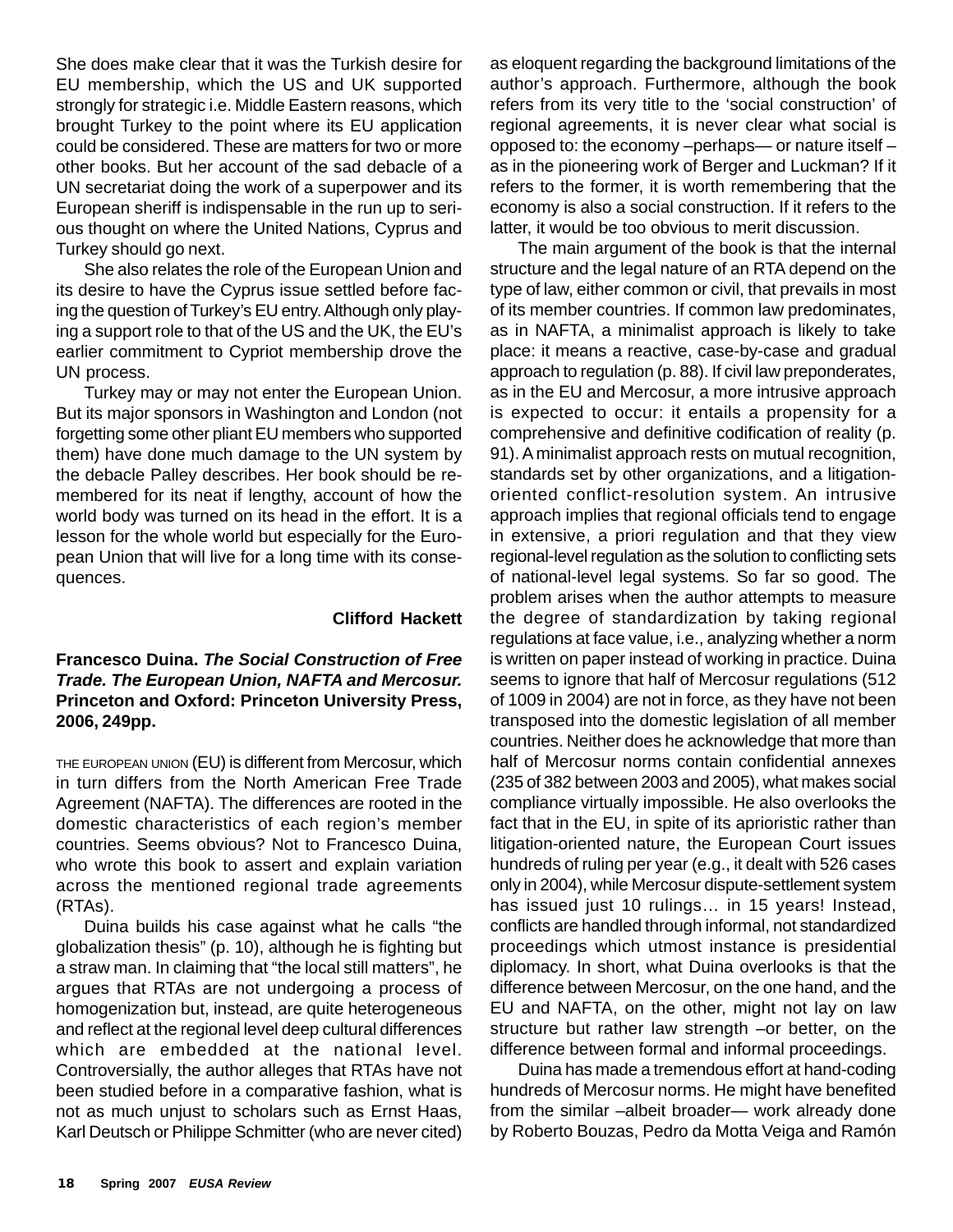She does make clear that it was the Turkish desire for EU membership, which the US and UK supported strongly for strategic i.e. Middle Eastern reasons, which brought Turkey to the point where its EU application could be considered. These are matters for two or more other books. But her account of the sad debacle of a UN secretariat doing the work of a superpower and its European sheriff is indispensable in the run up to serious thought on where the United Nations, Cyprus and Turkey should go next.

She also relates the role of the European Union and its desire to have the Cyprus issue settled before facing the question of Turkey's EU entry. Although only playing a support role to that of the US and the UK, the EU's earlier commitment to Cypriot membership drove the UN process.

Turkey may or may not enter the European Union. But its major sponsors in Washington and London (not forgetting some other pliant EU members who supported them) have done much damage to the UN system by the debacle Palley describes. Her book should be remembered for its neat if lengthy, account of how the world body was turned on its head in the effort. It is a lesson for the whole world but especially for the European Union that will live for a long time with its consequences.

**Clifford Hackett**

**Francesco Duina. *The Social Construction of Free Trade. The European Union, NAFTA and Mercosur.* Princeton and Oxford: Princeton University Press, 2006, 249pp.**

THE EUROPEAN UNION (EU) is different from Mercosur, which in turn differs from the North American Free Trade Agreement (NAFTA). The differences are rooted in the domestic characteristics of each region's member countries. Seems obvious? Not to Francesco Duina, who wrote this book to assert and explain variation across the mentioned regional trade agreements (RTAs).

Duina builds his case against what he calls "the globalization thesis" (p. 10), although he is fighting but a straw man. In claiming that "the local still matters", he argues that RTAs are not undergoing a process of homogenization but, instead, are quite heterogeneous and reflect at the regional level deep cultural differences which are embedded at the national level. Controversially, the author alleges that RTAs have not been studied before in a comparative fashion, what is not as much unjust to scholars such as Ernst Haas, Karl Deutsch or Philippe Schmitter (who are never cited) as eloquent regarding the background limitations of the author's approach. Furthermore, although the book refers from its very title to the 'social construction' of regional agreements, it is never clear what social is opposed to: the economy –perhaps— or nature itself – as in the pioneering work of Berger and Luckman? If it refers to the former, it is worth remembering that the economy is also a social construction. If it refers to the latter, it would be too obvious to merit discussion.

The main argument of the book is that the internal structure and the legal nature of an RTA depend on the type of law, either common or civil, that prevails in most of its member countries. If common law predominates, as in NAFTA, a minimalist approach is likely to take place: it means a reactive, case-by-case and gradual approach to regulation (p. 88). If civil law preponderates, as in the EU and Mercosur, a more intrusive approach is expected to occur: it entails a propensity for a comprehensive and definitive codification of reality (p. 91). A minimalist approach rests on mutual recognition, standards set by other organizations, and a litigation-oriented conflict-resolution system. An intrusive approach implies that regional officials tend to engage in extensive, a priori regulation and that they view regional-level regulation as the solution to conflicting sets of national-level legal systems. So far so good. The problem arises when the author attempts to measure the degree of standardization by taking regional regulations at face value, i.e., analyzing whether a norm is written on paper instead of working in practice. Duina seems to ignore that half of Mercosur regulations (512 of 1009 in 2004) are not in force, as they have not been transposed into the domestic legislation of all member countries. Neither does he acknowledge that more than half of Mercosur norms contain confidential annexes (235 of 382 between 2003 and 2005), what makes social compliance virtually impossible. He also overlooks the fact that in the EU, in spite of its aprioristic rather than litigation-oriented nature, the European Court issues hundreds of ruling per year (e.g., it dealt with 526 cases only in 2004), while Mercosur dispute-settlement system has issued just 10 rulings… in 15 years! Instead, conflicts are handled through informal, not standardized proceedings which utmost instance is presidential diplomacy. In short, what Duina overlooks is that the difference between Mercosur, on the one hand, and the EU and NAFTA, on the other, might not lay on law structure but rather law strength –or better, on the difference between formal and informal proceedings.

Duina has made a tremendous effort at hand-coding hundreds of Mercosur norms. He might have benefited from the similar –albeit broader— work already done by Roberto Bouzas, Pedro da Motta Veiga and Ramón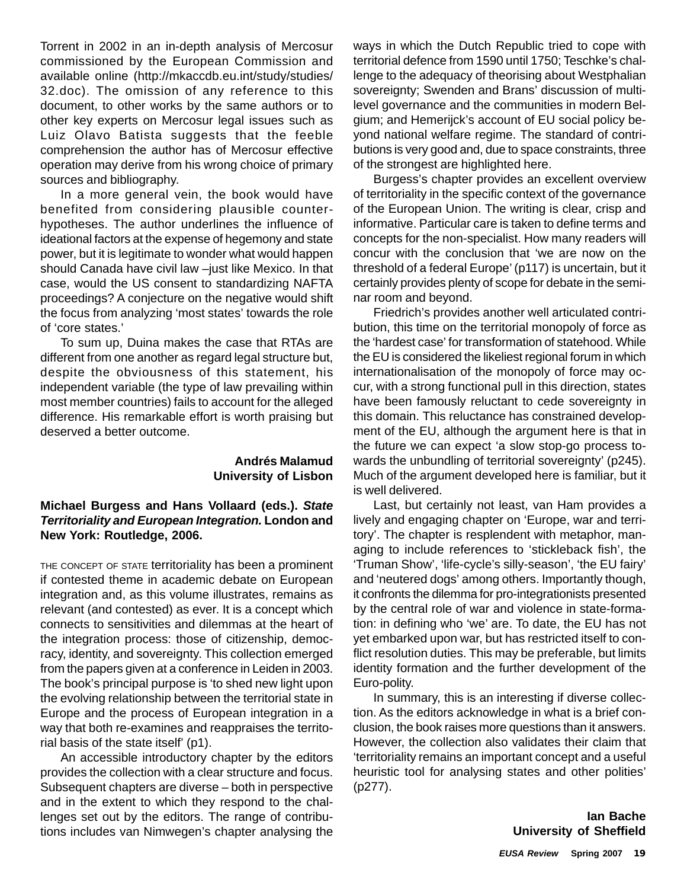Torrent in 2002 in an in-depth analysis of Mercosur commissioned by the European Commission and available online (http://mkaccdb.eu.int/study/studies/32.doc). The omission of any reference to this document, to other works by the same authors or to other key experts on Mercosur legal issues such as Luiz Olavo Batista suggests that the feeble comprehension the author has of Mercosur effective operation may derive from his wrong choice of primary sources and bibliography.

In a more general vein, the book would have benefited from considering plausible counter-hypotheses. The author underlines the influence of ideational factors at the expense of hegemony and state power, but it is legitimate to wonder what would happen should Canada have civil law –just like Mexico. In that case, would the US consent to standardizing NAFTA proceedings? A conjecture on the negative would shift the focus from analyzing 'most states' towards the role of 'core states.'

To sum up, Duina makes the case that RTAs are different from one another as regard legal structure but, despite the obviousness of this statement, his independent variable (the type of law prevailing within most member countries) fails to account for the alleged difference. His remarkable effort is worth praising but deserved a better outcome.

**Andrés Malamud**
**University of Lisbon**

**Michael Burgess and Hans Vollaard (eds.). *State Territoriality and European Integration.* London and New York: Routledge, 2006.**

THE CONCEPT OF STATE territoriality has been a prominent if contested theme in academic debate on European integration and, as this volume illustrates, remains as relevant (and contested) as ever. It is a concept which connects to sensitivities and dilemmas at the heart of the integration process: those of citizenship, democracy, identity, and sovereignty. This collection emerged from the papers given at a conference in Leiden in 2003. The book's principal purpose is 'to shed new light upon the evolving relationship between the territorial state in Europe and the process of European integration in a way that both re-examines and reappraises the territorial basis of the state itself' (p1).

An accessible introductory chapter by the editors provides the collection with a clear structure and focus. Subsequent chapters are diverse – both in perspective and in the extent to which they respond to the challenges set out by the editors. The range of contributions includes van Nimwegen's chapter analysing the ways in which the Dutch Republic tried to cope with territorial defence from 1590 until 1750; Teschke's challenge to the adequacy of theorising about Westphalian sovereignty; Swenden and Brans' discussion of multi-level governance and the communities in modern Belgium; and Hemerijck's account of EU social policy beyond national welfare regime. The standard of contributions is very good and, due to space constraints, three of the strongest are highlighted here.

Burgess's chapter provides an excellent overview of territoriality in the specific context of the governance of the European Union. The writing is clear, crisp and informative. Particular care is taken to define terms and concepts for the non-specialist. How many readers will concur with the conclusion that 'we are now on the threshold of a federal Europe' (p117) is uncertain, but it certainly provides plenty of scope for debate in the seminar room and beyond.

Friedrich's provides another well articulated contribution, this time on the territorial monopoly of force as the 'hardest case' for transformation of statehood. While the EU is considered the likeliest regional forum in which internationalisation of the monopoly of force may occur, with a strong functional pull in this direction, states have been famously reluctant to cede sovereignty in this domain. This reluctance has constrained development of the EU, although the argument here is that in the future we can expect 'a slow stop-go process towards the unbundling of territorial sovereignty' (p245). Much of the argument developed here is familiar, but it is well delivered.

Last, but certainly not least, van Ham provides a lively and engaging chapter on 'Europe, war and territory'. The chapter is resplendent with metaphor, managing to include references to 'stickleback fish', the 'Truman Show', 'life-cycle's silly-season', 'the EU fairy' and 'neutered dogs' among others. Importantly though, it confronts the dilemma for pro-integrationists presented by the central role of war and violence in state-formation: in defining who 'we' are. To date, the EU has not yet embarked upon war, but has restricted itself to conflict resolution duties. This may be preferable, but limits identity formation and the further development of the Euro-polity.

In summary, this is an interesting if diverse collection. As the editors acknowledge in what is a brief conclusion, the book raises more questions than it answers. However, the collection also validates their claim that 'territoriality remains an important concept and a useful heuristic tool for analysing states and other polities' (p277).

**Ian Bache**
**University of Sheffield**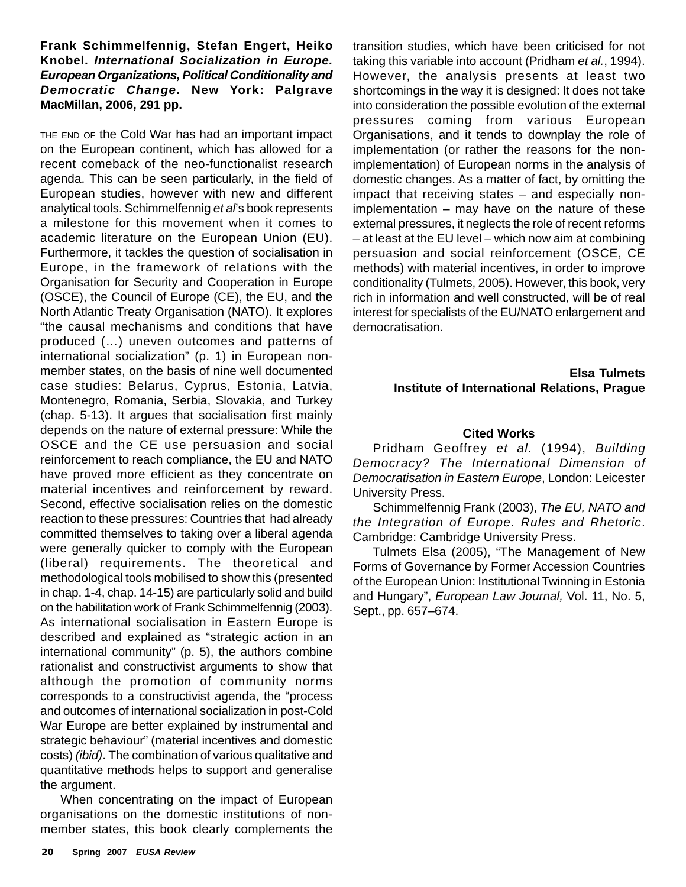**Frank Schimmelfennig, Stefan Engert, Heiko Knobel. *International Socialization in Europe. European Organizations, Political Conditionality and Democratic Change*. New York: Palgrave MacMillan, 2006, 291 pp.**

THE END OF the Cold War has had an important impact on the European continent, which has allowed for a recent comeback of the neo-functionalist research agenda. This can be seen particularly, in the field of European studies, however with new and different analytical tools. Schimmelfennig *et al*'s book represents a milestone for this movement when it comes to academic literature on the European Union (EU). Furthermore, it tackles the question of socialisation in Europe, in the framework of relations with the Organisation for Security and Cooperation in Europe (OSCE), the Council of Europe (CE), the EU, and the North Atlantic Treaty Organisation (NATO). It explores "the causal mechanisms and conditions that have produced (…) uneven outcomes and patterns of international socialization" (p. 1) in European non-member states, on the basis of nine well documented case studies: Belarus, Cyprus, Estonia, Latvia, Montenegro, Romania, Serbia, Slovakia, and Turkey (chap. 5-13). It argues that socialisation first mainly depends on the nature of external pressure: While the OSCE and the CE use persuasion and social reinforcement to reach compliance, the EU and NATO have proved more efficient as they concentrate on material incentives and reinforcement by reward. Second, effective socialisation relies on the domestic reaction to these pressures: Countries that had already committed themselves to taking over a liberal agenda were generally quicker to comply with the European (liberal) requirements. The theoretical and methodological tools mobilised to show this (presented in chap. 1-4, chap. 14-15) are particularly solid and build on the habilitation work of Frank Schimmelfennig (2003). As international socialisation in Eastern Europe is described and explained as "strategic action in an international community" (p. 5), the authors combine rationalist and constructivist arguments to show that although the promotion of community norms corresponds to a constructivist agenda, the "process and outcomes of international socialization in post-Cold War Europe are better explained by instrumental and strategic behaviour" (material incentives and domestic costs) *(ibid)*. The combination of various qualitative and quantitative methods helps to support and generalise the argument.

When concentrating on the impact of European organisations on the domestic institutions of non-member states, this book clearly complements the transition studies, which have been criticised for not taking this variable into account (Pridham *et al.*, 1994). However, the analysis presents at least two shortcomings in the way it is designed: It does not take into consideration the possible evolution of the external pressures coming from various European Organisations, and it tends to downplay the role of implementation (or rather the reasons for the non-implementation) of European norms in the analysis of domestic changes. As a matter of fact, by omitting the impact that receiving states – and especially non-implementation – may have on the nature of these external pressures, it neglects the role of recent reforms – at least at the EU level – which now aim at combining persuasion and social reinforcement (OSCE, CE methods) with material incentives, in order to improve conditionality (Tulmets, 2005). However, this book, very rich in information and well constructed, will be of real interest for specialists of the EU/NATO enlargement and democratisation.

**Elsa Tulmets**
**Institute of International Relations, Prague**

**Cited Works**

Pridham Geoffrey *et al.* (1994), *Building Democracy? The International Dimension of Democratisation in Eastern Europe*, London: Leicester University Press.

Schimmelfennig Frank (2003), *The EU, NATO and the Integration of Europe. Rules and Rhetoric*. Cambridge: Cambridge University Press.

Tulmets Elsa (2005), "The Management of New Forms of Governance by Former Accession Countries of the European Union: Institutional Twinning in Estonia and Hungary", *European Law Journal,* Vol. 11, No. 5, Sept., pp. 657–674.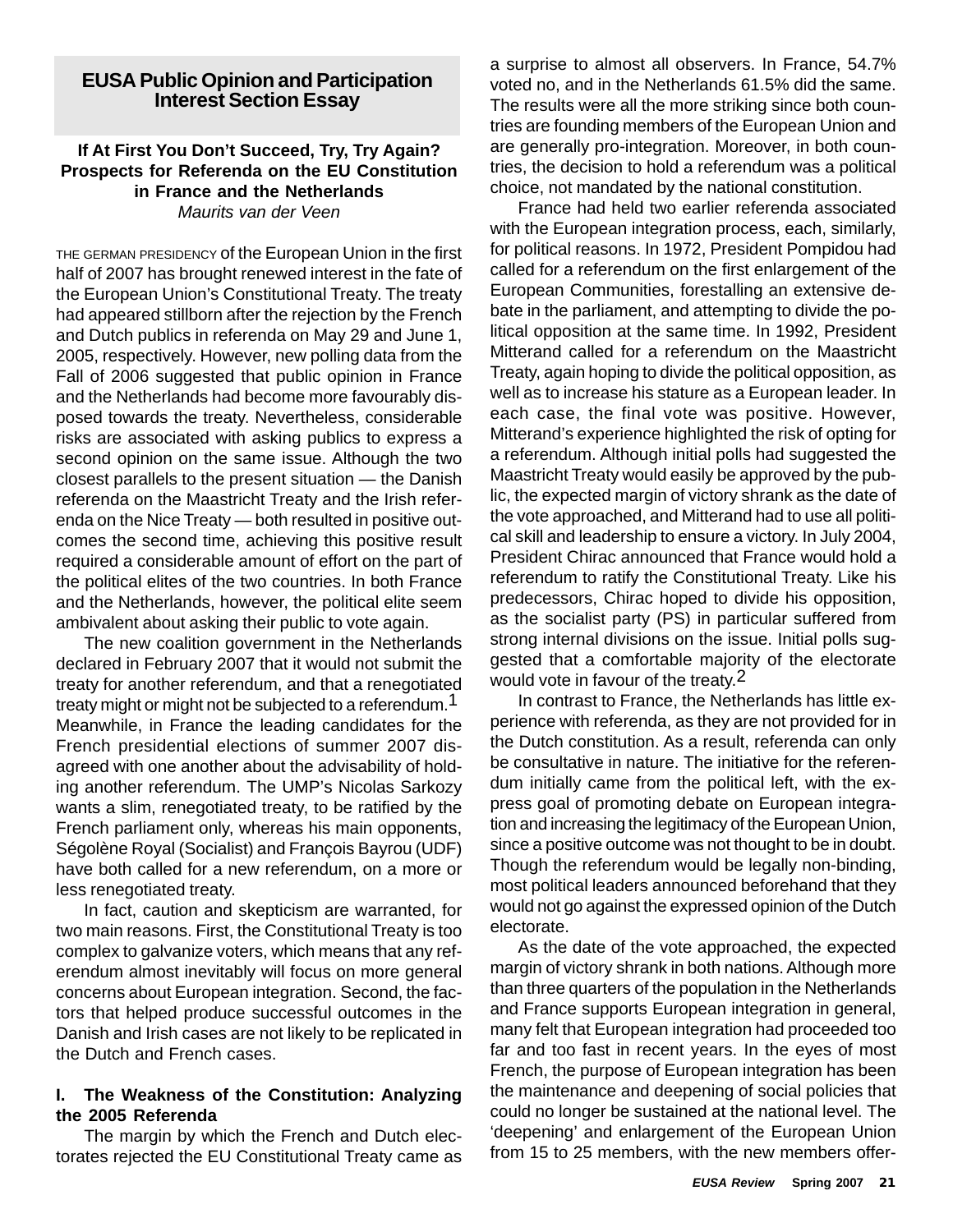## EUSA Public Opinion and Participation Interest Section Essay

### If At First You Don't Succeed, Try, Try Again? Prospects for Referenda on the EU Constitution in France and the Netherlands

*Maurits van der Veen*

THE GERMAN PRESIDENCY of the European Union in the first half of 2007 has brought renewed interest in the fate of the European Union's Constitutional Treaty. The treaty had appeared stillborn after the rejection by the French and Dutch publics in referenda on May 29 and June 1, 2005, respectively. However, new polling data from the Fall of 2006 suggested that public opinion in France and the Netherlands had become more favourably disposed towards the treaty. Nevertheless, considerable risks are associated with asking publics to express a second opinion on the same issue. Although the two closest parallels to the present situation — the Danish referenda on the Maastricht Treaty and the Irish referenda on the Nice Treaty — both resulted in positive outcomes the second time, achieving this positive result required a considerable amount of effort on the part of the political elites of the two countries. In both France and the Netherlands, however, the political elite seem ambivalent about asking their public to vote again.

The new coalition government in the Netherlands declared in February 2007 that it would not submit the treaty for another referendum, and that a renegotiated treaty might or might not be subjected to a referendum.[1] Meanwhile, in France the leading candidates for the French presidential elections of summer 2007 disagreed with one another about the advisability of holding another referendum. The UMP's Nicolas Sarkozy wants a slim, renegotiated treaty, to be ratified by the French parliament only, whereas his main opponents, Ségolène Royal (Socialist) and François Bayrou (UDF) have both called for a new referendum, on a more or less renegotiated treaty.

In fact, caution and skepticism are warranted, for two main reasons. First, the Constitutional Treaty is too complex to galvanize voters, which means that any referendum almost inevitably will focus on more general concerns about European integration. Second, the factors that helped produce successful outcomes in the Danish and Irish cases are not likely to be replicated in the Dutch and French cases.

### I. The Weakness of the Constitution: Analyzing the 2005 Referenda

The margin by which the French and Dutch electorates rejected the EU Constitutional Treaty came as a surprise to almost all observers. In France, 54.7% voted no, and in the Netherlands 61.5% did the same. The results were all the more striking since both countries are founding members of the European Union and are generally pro-integration. Moreover, in both countries, the decision to hold a referendum was a political choice, not mandated by the national constitution.

France had held two earlier referenda associated with the European integration process, each, similarly, for political reasons. In 1972, President Pompidou had called for a referendum on the first enlargement of the European Communities, forestalling an extensive debate in the parliament, and attempting to divide the political opposition at the same time. In 1992, President Mitterand called for a referendum on the Maastricht Treaty, again hoping to divide the political opposition, as well as to increase his stature as a European leader. In each case, the final vote was positive. However, Mitterand's experience highlighted the risk of opting for a referendum. Although initial polls had suggested the Maastricht Treaty would easily be approved by the public, the expected margin of victory shrank as the date of the vote approached, and Mitterand had to use all political skill and leadership to ensure a victory. In July 2004, President Chirac announced that France would hold a referendum to ratify the Constitutional Treaty. Like his predecessors, Chirac hoped to divide his opposition, as the socialist party (PS) in particular suffered from strong internal divisions on the issue. Initial polls suggested that a comfortable majority of the electorate would vote in favour of the treaty.[2]

In contrast to France, the Netherlands has little experience with referenda, as they are not provided for in the Dutch constitution. As a result, referenda can only be consultative in nature. The initiative for the referendum initially came from the political left, with the express goal of promoting debate on European integration and increasing the legitimacy of the European Union, since a positive outcome was not thought to be in doubt. Though the referendum would be legally non-binding, most political leaders announced beforehand that they would not go against the expressed opinion of the Dutch electorate.

As the date of the vote approached, the expected margin of victory shrank in both nations. Although more than three quarters of the population in the Netherlands and France supports European integration in general, many felt that European integration had proceeded too far and too fast in recent years. In the eyes of most French, the purpose of European integration has been the maintenance and deepening of social policies that could no longer be sustained at the national level. The 'deepening' and enlargement of the European Union from 15 to 25 members, with the new members offer-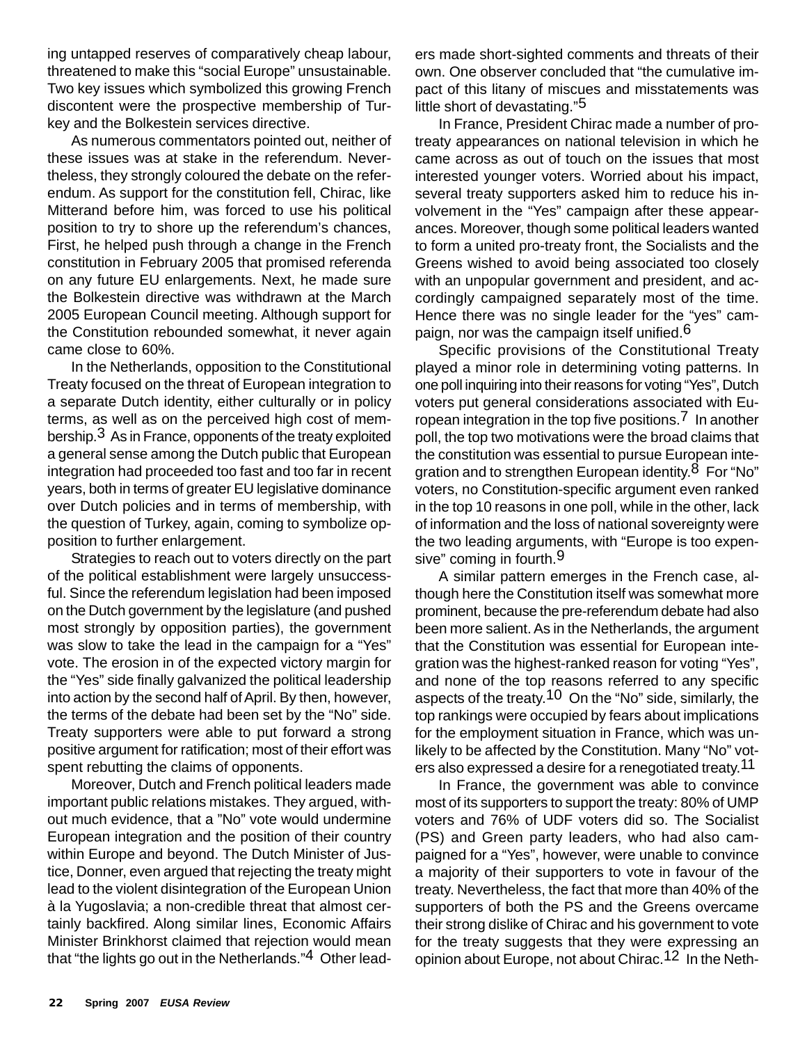ing untapped reserves of comparatively cheap labour, threatened to make this "social Europe" unsustainable. Two key issues which symbolized this growing French discontent were the prospective membership of Turkey and the Bolkestein services directive.

As numerous commentators pointed out, neither of these issues was at stake in the referendum. Nevertheless, they strongly coloured the debate on the referendum. As support for the constitution fell, Chirac, like Mitterand before him, was forced to use his political position to try to shore up the referendum's chances, First, he helped push through a change in the French constitution in February 2005 that promised referenda on any future EU enlargements. Next, he made sure the Bolkestein directive was withdrawn at the March 2005 European Council meeting. Although support for the Constitution rebounded somewhat, it never again came close to 60%.

In the Netherlands, opposition to the Constitutional Treaty focused on the threat of European integration to a separate Dutch identity, either culturally or in policy terms, as well as on the perceived high cost of membership.[3] As in France, opponents of the treaty exploited a general sense among the Dutch public that European integration had proceeded too fast and too far in recent years, both in terms of greater EU legislative dominance over Dutch policies and in terms of membership, with the question of Turkey, again, coming to symbolize opposition to further enlargement.

Strategies to reach out to voters directly on the part of the political establishment were largely unsuccessful. Since the referendum legislation had been imposed on the Dutch government by the legislature (and pushed most strongly by opposition parties), the government was slow to take the lead in the campaign for a "Yes" vote. The erosion in of the expected victory margin for the "Yes" side finally galvanized the political leadership into action by the second half of April. By then, however, the terms of the debate had been set by the "No" side. Treaty supporters were able to put forward a strong positive argument for ratification; most of their effort was spent rebutting the claims of opponents.

Moreover, Dutch and French political leaders made important public relations mistakes. They argued, without much evidence, that a "No" vote would undermine European integration and the position of their country within Europe and beyond. The Dutch Minister of Justice, Donner, even argued that rejecting the treaty might lead to the violent disintegration of the European Union à la Yugoslavia; a non-credible threat that almost certainly backfired. Along similar lines, Economic Affairs Minister Brinkhorst claimed that rejection would mean that "the lights go out in the Netherlands."[4] Other leaders made short-sighted comments and threats of their own. One observer concluded that "the cumulative impact of this litany of miscues and misstatements was little short of devastating."[5]

In France, President Chirac made a number of pro-treaty appearances on national television in which he came across as out of touch on the issues that most interested younger voters. Worried about his impact, several treaty supporters asked him to reduce his involvement in the "Yes" campaign after these appearances. Moreover, though some political leaders wanted to form a united pro-treaty front, the Socialists and the Greens wished to avoid being associated too closely with an unpopular government and president, and accordingly campaigned separately most of the time. Hence there was no single leader for the "yes" campaign, nor was the campaign itself unified.[6]

Specific provisions of the Constitutional Treaty played a minor role in determining voting patterns. In one poll inquiring into their reasons for voting "Yes", Dutch voters put general considerations associated with European integration in the top five positions.[7] In another poll, the top two motivations were the broad claims that the constitution was essential to pursue European integration and to strengthen European identity.[8] For "No" voters, no Constitution-specific argument even ranked in the top 10 reasons in one poll, while in the other, lack of information and the loss of national sovereignty were the two leading arguments, with "Europe is too expensive" coming in fourth.[9]

A similar pattern emerges in the French case, although here the Constitution itself was somewhat more prominent, because the pre-referendum debate had also been more salient. As in the Netherlands, the argument that the Constitution was essential for European integration was the highest-ranked reason for voting "Yes", and none of the top reasons referred to any specific aspects of the treaty.[10] On the "No" side, similarly, the top rankings were occupied by fears about implications for the employment situation in France, which was unlikely to be affected by the Constitution. Many "No" voters also expressed a desire for a renegotiated treaty.[11]

In France, the government was able to convince most of its supporters to support the treaty: 80% of UMP voters and 76% of UDF voters did so. The Socialist (PS) and Green party leaders, who had also campaigned for a "Yes", however, were unable to convince a majority of their supporters to vote in favour of the treaty. Nevertheless, the fact that more than 40% of the supporters of both the PS and the Greens overcame their strong dislike of Chirac and his government to vote for the treaty suggests that they were expressing an opinion about Europe, not about Chirac.[12] In the Neth-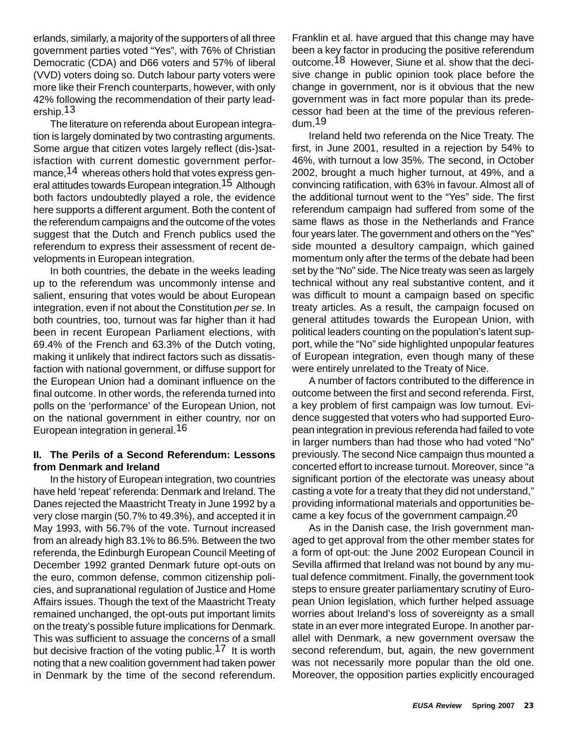erlands, similarly, a majority of the supporters of all three government parties voted "Yes", with 76% of Christian Democratic (CDA) and D66 voters and 57% of liberal (VVD) voters doing so. Dutch labour party voters were more like their French counterparts, however, with only 42% following the recommendation of their party leadership.[13]

The literature on referenda about European integration is largely dominated by two contrasting arguments. Some argue that citizen votes largely reflect (dis-)satisfaction with current domestic government performance,[14] whereas others hold that votes express general attitudes towards European integration.[15] Although both factors undoubtedly played a role, the evidence here supports a different argument. Both the content of the referendum campaigns and the outcome of the votes suggest that the Dutch and French publics used the referendum to express their assessment of recent developments in European integration.

In both countries, the debate in the weeks leading up to the referendum was uncommonly intense and salient, ensuring that votes would be about European integration, even if not about the Constitution *per se*. In both countries, too, turnout was far higher than it had been in recent European Parliament elections, with 69.4% of the French and 63.3% of the Dutch voting, making it unlikely that indirect factors such as dissatisfaction with national government, or diffuse support for the European Union had a dominant influence on the final outcome. In other words, the referenda turned into polls on the 'performance' of the European Union, not on the national government in either country, nor on European integration in general.[16]

### II. The Perils of a Second Referendum: Lessons from Denmark and Ireland

In the history of European integration, two countries have held 'repeat' referenda: Denmark and Ireland. The Danes rejected the Maastricht Treaty in June 1992 by a very close margin (50.7% to 49.3%), and accepted it in May 1993, with 56.7% of the vote. Turnout increased from an already high 83.1% to 86.5%. Between the two referenda, the Edinburgh European Council Meeting of December 1992 granted Denmark future opt-outs on the euro, common defense, common citizenship policies, and supranational regulation of Justice and Home Affairs issues. Though the text of the Maastricht Treaty remained unchanged, the opt-outs put important limits on the treaty's possible future implications for Denmark. This was sufficient to assuage the concerns of a small but decisive fraction of the voting public.[17] It is worth noting that a new coalition government had taken power in Denmark by the time of the second referendum. Franklin et al. have argued that this change may have been a key factor in producing the positive referendum outcome.[18] However, Siune et al. show that the decisive change in public opinion took place before the change in government, nor is it obvious that the new government was in fact more popular than its predecessor had been at the time of the previous referendum.[19]

Ireland held two referenda on the Nice Treaty. The first, in June 2001, resulted in a rejection by 54% to 46%, with turnout a low 35%. The second, in October 2002, brought a much higher turnout, at 49%, and a convincing ratification, with 63% in favour. Almost all of the additional turnout went to the "Yes" side. The first referendum campaign had suffered from some of the same flaws as those in the Netherlands and France four years later. The government and others on the "Yes" side mounted a desultory campaign, which gained momentum only after the terms of the debate had been set by the "No" side. The Nice treaty was seen as largely technical without any real substantive content, and it was difficult to mount a campaign based on specific treaty articles. As a result, the campaign focused on general attitudes towards the European Union, with political leaders counting on the population's latent support, while the "No" side highlighted unpopular features of European integration, even though many of these were entirely unrelated to the Treaty of Nice.

A number of factors contributed to the difference in outcome between the first and second referenda. First, a key problem of first campaign was low turnout. Evidence suggested that voters who had supported European integration in previous referenda had failed to vote in larger numbers than had those who had voted "No" previously. The second Nice campaign thus mounted a concerted effort to increase turnout. Moreover, since "a significant portion of the electorate was uneasy about casting a vote for a treaty that they did not understand," providing informational materials and opportunities became a key focus of the government campaign.[20]

As in the Danish case, the Irish government managed to get approval from the other member states for a form of opt-out: the June 2002 European Council in Sevilla affirmed that Ireland was not bound by any mutual defence commitment. Finally, the government took steps to ensure greater parliamentary scrutiny of European Union legislation, which further helped assuage worries about Ireland's loss of sovereignty as a small state in an ever more integrated Europe. In another parallel with Denmark, a new government oversaw the second referendum, but, again, the new government was not necessarily more popular than the old one. Moreover, the opposition parties explicitly encouraged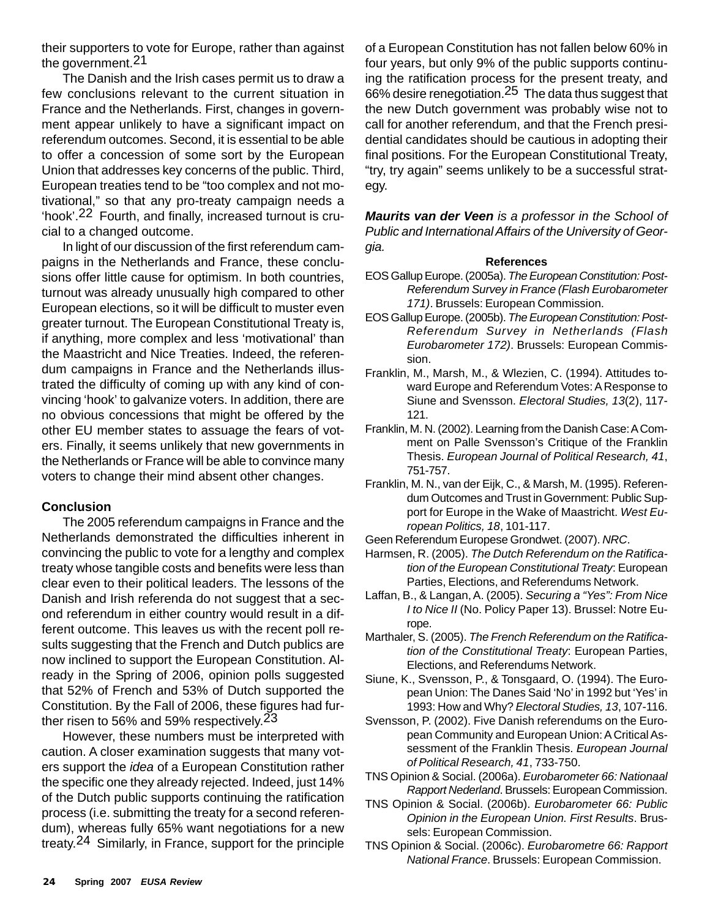their supporters to vote for Europe, rather than against the government.[21]

The Danish and the Irish cases permit us to draw a few conclusions relevant to the current situation in France and the Netherlands. First, changes in government appear unlikely to have a significant impact on referendum outcomes. Second, it is essential to be able to offer a concession of some sort by the European Union that addresses key concerns of the public. Third, European treaties tend to be "too complex and not motivational," so that any pro-treaty campaign needs a 'hook'.[22] Fourth, and finally, increased turnout is crucial to a changed outcome.

In light of our discussion of the first referendum campaigns in the Netherlands and France, these conclusions offer little cause for optimism. In both countries, turnout was already unusually high compared to other European elections, so it will be difficult to muster even greater turnout. The European Constitutional Treaty is, if anything, more complex and less 'motivational' than the Maastricht and Nice Treaties. Indeed, the referendum campaigns in France and the Netherlands illustrated the difficulty of coming up with any kind of convincing 'hook' to galvanize voters. In addition, there are no obvious concessions that might be offered by the other EU member states to assuage the fears of voters. Finally, it seems unlikely that new governments in the Netherlands or France will be able to convince many voters to change their mind absent other changes.

### Conclusion

The 2005 referendum campaigns in France and the Netherlands demonstrated the difficulties inherent in convincing the public to vote for a lengthy and complex treaty whose tangible costs and benefits were less than clear even to their political leaders. The lessons of the Danish and Irish referenda do not suggest that a second referendum in either country would result in a different outcome. This leaves us with the recent poll results suggesting that the French and Dutch publics are now inclined to support the European Constitution. Already in the Spring of 2006, opinion polls suggested that 52% of French and 53% of Dutch supported the Constitution. By the Fall of 2006, these figures had further risen to 56% and 59% respectively.[23]

However, these numbers must be interpreted with caution. A closer examination suggests that many voters support the *idea* of a European Constitution rather the specific one they already rejected. Indeed, just 14% of the Dutch public supports continuing the ratification process (i.e. submitting the treaty for a second referendum), whereas fully 65% want negotiations for a new treaty.[24] Similarly, in France, support for the principle of a European Constitution has not fallen below 60% in four years, but only 9% of the public supports continuing the ratification process for the present treaty, and 66% desire renegotiation.[25] The data thus suggest that the new Dutch government was probably wise not to call for another referendum, and that the French presidential candidates should be cautious in adopting their final positions. For the European Constitutional Treaty, "try, try again" seems unlikely to be a successful strategy.

***Maurits van der Veen*** *is a professor in the School of Public and International Affairs of the University of Georgia.*

**References**

EOS Gallup Europe. (2005a). *The European Constitution: Post-Referendum Survey in France (Flash Eurobarometer 171)*. Brussels: European Commission.

EOS Gallup Europe. (2005b). *The European Constitution: Post-Referendum Survey in Netherlands (Flash Eurobarometer 172)*. Brussels: European Commission.

Franklin, M., Marsh, M., & Wlezien, C. (1994). Attitudes toward Europe and Referendum Votes: A Response to Siune and Svensson. *Electoral Studies, 13*(2), 117-121.

Franklin, M. N. (2002). Learning from the Danish Case: A Comment on Palle Svensson's Critique of the Franklin Thesis. *European Journal of Political Research, 41*, 751-757.

Franklin, M. N., van der Eijk, C., & Marsh, M. (1995). Referendum Outcomes and Trust in Government: Public Support for Europe in the Wake of Maastricht. *West European Politics, 18*, 101-117.

Geen Referendum Europese Grondwet. (2007). *NRC*.

Harmsen, R. (2005). *The Dutch Referendum on the Ratification of the European Constitutional Treaty*: European Parties, Elections, and Referendums Network.

Laffan, B., & Langan, A. (2005). *Securing a "Yes": From Nice I to Nice II* (No. Policy Paper 13). Brussel: Notre Europe.

Marthaler, S. (2005). *The French Referendum on the Ratification of the Constitutional Treaty*: European Parties, Elections, and Referendums Network.

Siune, K., Svensson, P., & Tonsgaard, O. (1994). The European Union: The Danes Said 'No' in 1992 but 'Yes' in 1993: How and Why? *Electoral Studies, 13*, 107-116.

Svensson, P. (2002). Five Danish referendums on the European Community and European Union: A Critical Assessment of the Franklin Thesis. *European Journal of Political Research, 41*, 733-750.

TNS Opinion & Social. (2006a). *Eurobarometer 66: Nationaal Rapport Nederland*. Brussels: European Commission.

TNS Opinion & Social. (2006b). *Eurobarometer 66: Public Opinion in the European Union. First Results*. Brussels: European Commission.

TNS Opinion & Social. (2006c). *Eurobarometre 66: Rapport National France*. Brussels: European Commission.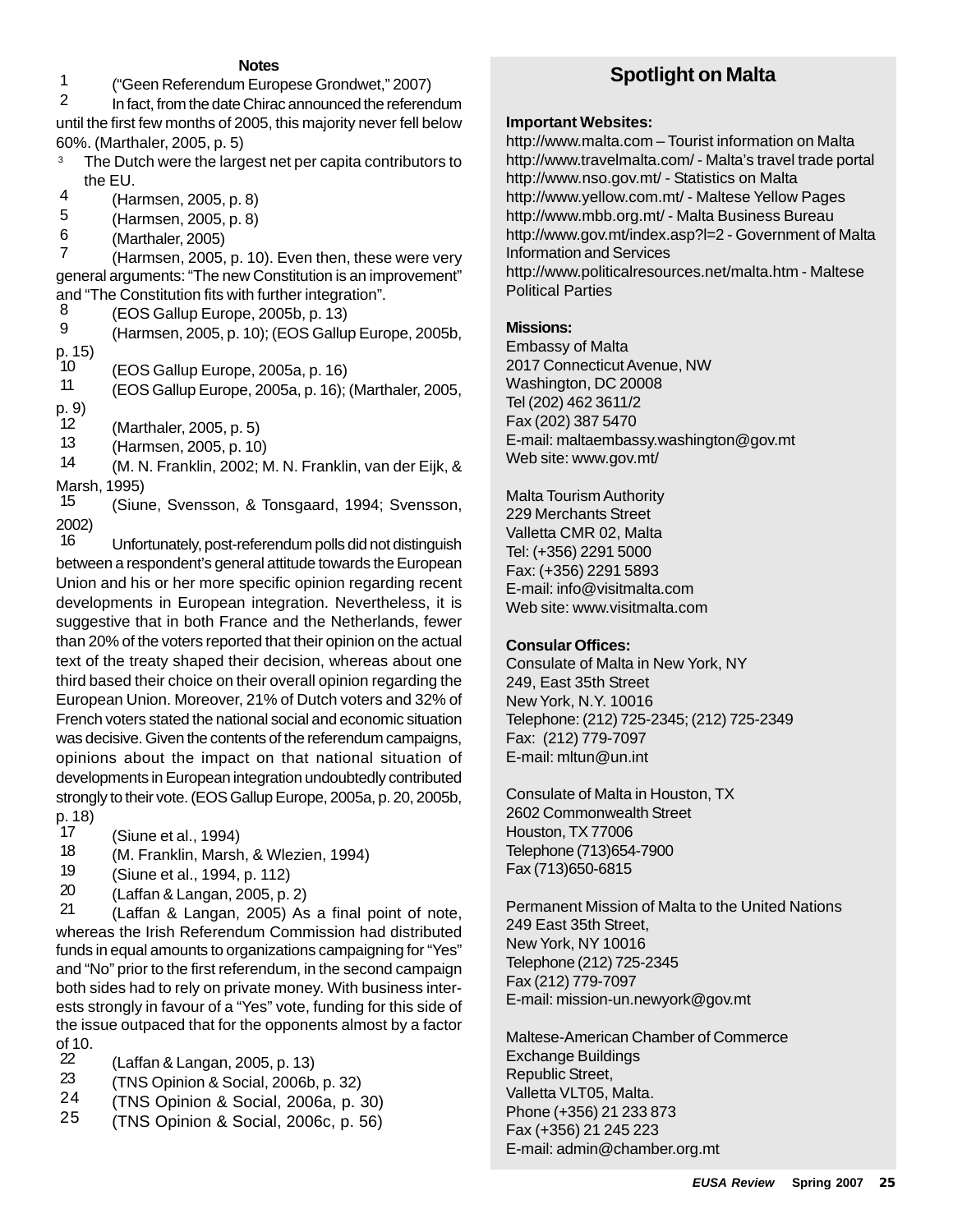## Notes

1 ("Geen Referendum Europese Grondwet," 2007)

2 In fact, from the date Chirac announced the referendum until the first few months of 2005, this majority never fell below 60%. (Marthaler, 2005, p. 5)

3 The Dutch were the largest net per capita contributors to the EU.

4 (Harmsen, 2005, p. 8)

5 (Harmsen, 2005, p. 8)

6 (Marthaler, 2005)

7 (Harmsen, 2005, p. 10). Even then, these were very general arguments: "The new Constitution is an improvement" and "The Constitution fits with further integration".

8 (EOS Gallup Europe, 2005b, p. 13)

9 (Harmsen, 2005, p. 10); (EOS Gallup Europe, 2005b, p. 15)

10 (EOS Gallup Europe, 2005a, p. 16)

11 (EOS Gallup Europe, 2005a, p. 16); (Marthaler, 2005, p. 9)

12 (Marthaler, 2005, p. 5)

13 (Harmsen, 2005, p. 10)

14 (M. N. Franklin, 2002; M. N. Franklin, van der Eijk, & Marsh, 1995)

15 (Siune, Svensson, & Tonsgaard, 1994; Svensson, 2002)

16 Unfortunately, post-referendum polls did not distinguish between a respondent's general attitude towards the European Union and his or her more specific opinion regarding recent developments in European integration. Nevertheless, it is suggestive that in both France and the Netherlands, fewer than 20% of the voters reported that their opinion on the actual text of the treaty shaped their decision, whereas about one third based their choice on their overall opinion regarding the European Union. Moreover, 21% of Dutch voters and 32% of French voters stated the national social and economic situation was decisive. Given the contents of the referendum campaigns, opinions about the impact on that national situation of developments in European integration undoubtedly contributed strongly to their vote. (EOS Gallup Europe, 2005a, p. 20, 2005b, p. 18)

17 (Siune et al., 1994)

18 (M. Franklin, Marsh, & Wlezien, 1994)

19 (Siune et al., 1994, p. 112)

20 (Laffan & Langan, 2005, p. 2)

21 (Laffan & Langan, 2005) As a final point of note, whereas the Irish Referendum Commission had distributed funds in equal amounts to organizations campaigning for "Yes" and "No" prior to the first referendum, in the second campaign both sides had to rely on private money. With business interests strongly in favour of a "Yes" vote, funding for this side of the issue outpaced that for the opponents almost by a factor of 10.

22 (Laffan & Langan, 2005, p. 13)

23 (TNS Opinion & Social, 2006b, p. 32)

24 (TNS Opinion & Social, 2006a, p. 30)

25 (TNS Opinion & Social, 2006c, p. 56)

## Spotlight on Malta

**Important Websites:**

http://www.malta.com – Tourist information on Malta
http://www.travelmalta.com/ - Malta's travel trade portal
http://www.nso.gov.mt/ - Statistics on Malta
http://www.yellow.com.mt/ - Maltese Yellow Pages
http://www.mbb.org.mt/ - Malta Business Bureau
http://www.gov.mt/index.asp?l=2 - Government of Malta Information and Services
http://www.politicalresources.net/malta.htm - Maltese Political Parties

**Missions:**

Embassy of Malta
2017 Connecticut Avenue, NW
Washington, DC 20008
Tel (202) 462 3611/2
Fax (202) 387 5470
E-mail: maltaembassy.washington@gov.mt
Web site: www.gov.mt/

Malta Tourism Authority
229 Merchants Street
Valletta CMR 02, Malta
Tel: (+356) 2291 5000
Fax: (+356) 2291 5893
E-mail: info@visitmalta.com
Web site: www.visitmalta.com

**Consular Offices:**

Consulate of Malta in New York, NY
249, East 35th Street
New York, N.Y. 10016
Telephone: (212) 725-2345; (212) 725-2349
Fax: (212) 779-7097
E-mail: mltun@un.int

Consulate of Malta in Houston, TX
2602 Commonwealth Street
Houston, TX 77006
Telephone (713)654-7900
Fax (713)650-6815

Permanent Mission of Malta to the United Nations
249 East 35th Street,
New York, NY 10016
Telephone (212) 725-2345
Fax (212) 779-7097
E-mail: mission-un.newyork@gov.mt

Maltese-American Chamber of Commerce
Exchange Buildings
Republic Street,
Valletta VLT05, Malta.
Phone (+356) 21 233 873
Fax (+356) 21 245 223
E-mail: admin@chamber.org.mt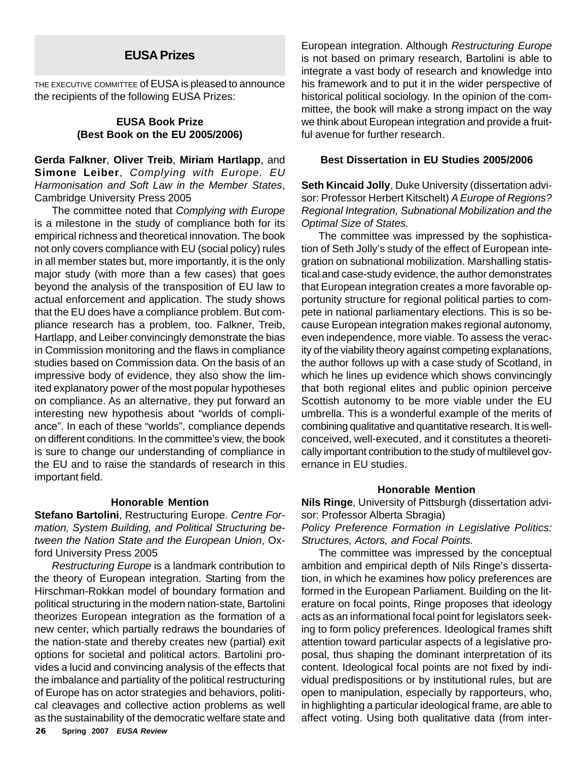## EUSA Prizes

THE EXECUTIVE COMMITTEE of EUSA is pleased to announce the recipients of the following EUSA Prizes:

### EUSA Book Prize (Best Book on the EU 2005/2006)

**Gerda Falkner**, **Oliver Treib**, **Miriam Hartlapp**, and **Simone Leiber**, *Complying with Europe. EU Harmonisation and Soft Law in the Member States*, Cambridge University Press 2005

The committee noted that *Complying with Europe* is a milestone in the study of compliance both for its empirical richness and theoretical innovation. The book not only covers compliance with EU (social policy) rules in all member states but, more importantly, it is the only major study (with more than a few cases) that goes beyond the analysis of the transposition of EU law to actual enforcement and application. The study shows that the EU does have a compliance problem. But compliance research has a problem, too. Falkner, Treib, Hartlapp, and Leiber convincingly demonstrate the bias in Commission monitoring and the flaws in compliance studies based on Commission data. On the basis of an impressive body of evidence, they also show the limited explanatory power of the most popular hypotheses on compliance. As an alternative, they put forward an interesting new hypothesis about "worlds of compliance". In each of these "worlds", compliance depends on different conditions. In the committee's view, the book is sure to change our understanding of compliance in the EU and to raise the standards of research in this important field.

#### Honorable Mention

**Stefano Bartolini**, Restructuring Europe. *Centre Formation, System Building, and Political Structuring between the Nation State and the European Union*, Oxford University Press 2005

*Restructuring Europe* is a landmark contribution to the theory of European integration. Starting from the Hirschman-Rokkan model of boundary formation and political structuring in the modern nation-state, Bartolini theorizes European integration as the formation of a new center, which partially redraws the boundaries of the nation-state and thereby creates new (partial) exit options for societal and political actors. Bartolini provides a lucid and convincing analysis of the effects that the imbalance and partiality of the political restructuring of Europe has on actor strategies and behaviors, political cleavages and collective action problems as well as the sustainability of the democratic welfare state and European integration. Although *Restructuring Europe* is not based on primary research, Bartolini is able to integrate a vast body of research and knowledge into his framework and to put it in the wider perspective of historical political sociology. In the opinion of the committee, the book will make a strong impact on the way we think about European integration and provide a fruitful avenue for further research.

### Best Dissertation in EU Studies 2005/2006

**Seth Kincaid Jolly**, Duke University (dissertation advisor: Professor Herbert Kitschelt) *A Europe of Regions? Regional Integration, Subnational Mobilization and the Optimal Size of States.*

The committee was impressed by the sophistication of Seth Jolly's study of the effect of European integration on subnational mobilization. Marshalling statistical and case-study evidence, the author demonstrates that European integration creates a more favorable opportunity structure for regional political parties to compete in national parliamentary elections. This is so because European integration makes regional autonomy, even independence, more viable. To assess the veracity of the viability theory against competing explanations, the author follows up with a case study of Scotland, in which he lines up evidence which shows convincingly that both regional elites and public opinion perceive Scottish autonomy to be more viable under the EU umbrella. This is a wonderful example of the merits of combining qualitative and quantitative research. It is well-conceived, well-executed, and it constitutes a theoretically important contribution to the study of multilevel governance in EU studies.

#### Honorable Mention

**Nils Ringe**, University of Pittsburgh (dissertation advisor: Professor Alberta Sbragia)
*Policy Preference Formation in Legislative Politics: Structures, Actors, and Focal Points.*

The committee was impressed by the conceptual ambition and empirical depth of Nils Ringe's dissertation, in which he examines how policy preferences are formed in the European Parliament. Building on the literature on focal points, Ringe proposes that ideology acts as an informational focal point for legislators seeking to form policy preferences. Ideological frames shift attention toward particular aspects of a legislative proposal, thus shaping the dominant interpretation of its content. Ideological focal points are not fixed by individual predispositions or by institutional rules, but are open to manipulation, especially by rapporteurs, who, in highlighting a particular ideological frame, are able to affect voting. Using both qualitative data (from inter-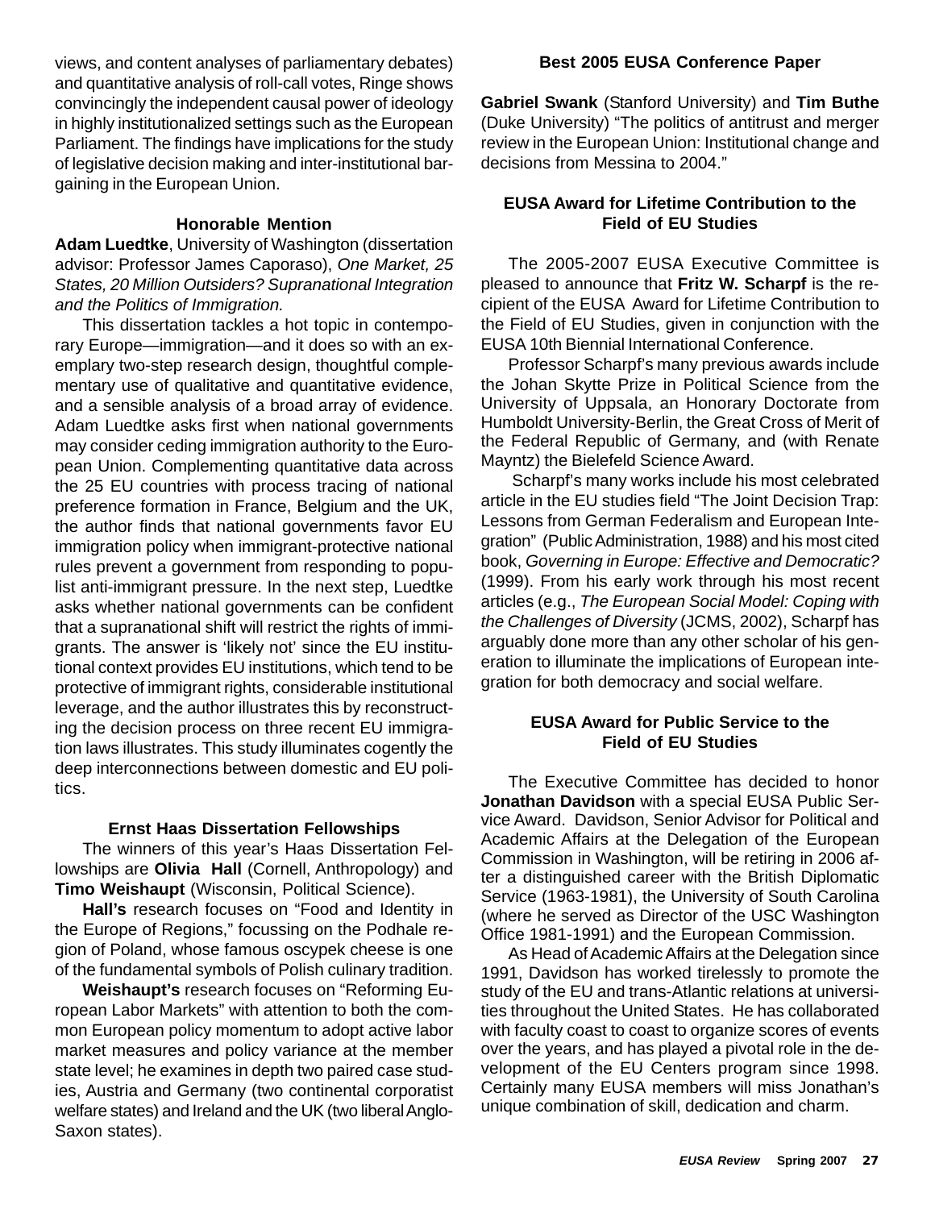views, and content analyses of parliamentary debates) and quantitative analysis of roll-call votes, Ringe shows convincingly the independent causal power of ideology in highly institutionalized settings such as the European Parliament. The findings have implications for the study of legislative decision making and inter-institutional bargaining in the European Union.

### Honorable Mention

**Adam Luedtke**, University of Washington (dissertation advisor: Professor James Caporaso), *One Market, 25 States, 20 Million Outsiders? Supranational Integration and the Politics of Immigration.*

This dissertation tackles a hot topic in contemporary Europe—immigration—and it does so with an exemplary two-step research design, thoughtful complementary use of qualitative and quantitative evidence, and a sensible analysis of a broad array of evidence. Adam Luedtke asks first when national governments may consider ceding immigration authority to the European Union. Complementing quantitative data across the 25 EU countries with process tracing of national preference formation in France, Belgium and the UK, the author finds that national governments favor EU immigration policy when immigrant-protective national rules prevent a government from responding to populist anti-immigrant pressure. In the next step, Luedtke asks whether national governments can be confident that a supranational shift will restrict the rights of immigrants. The answer is 'likely not' since the EU institutional context provides EU institutions, which tend to be protective of immigrant rights, considerable institutional leverage, and the author illustrates this by reconstructing the decision process on three recent EU immigration laws illustrates. This study illuminates cogently the deep interconnections between domestic and EU politics.

### Ernst Haas Dissertation Fellowships

The winners of this year's Haas Dissertation Fellowships are **Olivia Hall** (Cornell, Anthropology) and **Timo Weishaupt** (Wisconsin, Political Science).

**Hall's** research focuses on "Food and Identity in the Europe of Regions," focussing on the Podhale region of Poland, whose famous oscypek cheese is one of the fundamental symbols of Polish culinary tradition.

**Weishaupt's** research focuses on "Reforming European Labor Markets" with attention to both the common European policy momentum to adopt active labor market measures and policy variance at the member state level; he examines in depth two paired case studies, Austria and Germany (two continental corporatist welfare states) and Ireland and the UK (two liberal Anglo-Saxon states).

### Best 2005 EUSA Conference Paper

**Gabriel Swank** (Stanford University) and **Tim Buthe** (Duke University) "The politics of antitrust and merger review in the European Union: Institutional change and decisions from Messina to 2004."

### EUSA Award for Lifetime Contribution to the Field of EU Studies

The 2005-2007 EUSA Executive Committee is pleased to announce that **Fritz W. Scharpf** is the recipient of the EUSA Award for Lifetime Contribution to the Field of EU Studies, given in conjunction with the EUSA 10th Biennial International Conference.

Professor Scharpf's many previous awards include the Johan Skytte Prize in Political Science from the University of Uppsala, an Honorary Doctorate from Humboldt University-Berlin, the Great Cross of Merit of the Federal Republic of Germany, and (with Renate Mayntz) the Bielefeld Science Award.

Scharpf's many works include his most celebrated article in the EU studies field "The Joint Decision Trap: Lessons from German Federalism and European Integration" (Public Administration, 1988) and his most cited book, *Governing in Europe: Effective and Democratic?* (1999). From his early work through his most recent articles (e.g., *The European Social Model: Coping with the Challenges of Diversity* (JCMS, 2002), Scharpf has arguably done more than any other scholar of his generation to illuminate the implications of European integration for both democracy and social welfare.

### EUSA Award for Public Service to the Field of EU Studies

The Executive Committee has decided to honor **Jonathan Davidson** with a special EUSA Public Service Award. Davidson, Senior Advisor for Political and Academic Affairs at the Delegation of the European Commission in Washington, will be retiring in 2006 after a distinguished career with the British Diplomatic Service (1963-1981), the University of South Carolina (where he served as Director of the USC Washington Office 1981-1991) and the European Commission.

As Head of Academic Affairs at the Delegation since 1991, Davidson has worked tirelessly to promote the study of the EU and trans-Atlantic relations at universities throughout the United States. He has collaborated with faculty coast to coast to organize scores of events over the years, and has played a pivotal role in the development of the EU Centers program since 1998. Certainly many EUSA members will miss Jonathan's unique combination of skill, dedication and charm.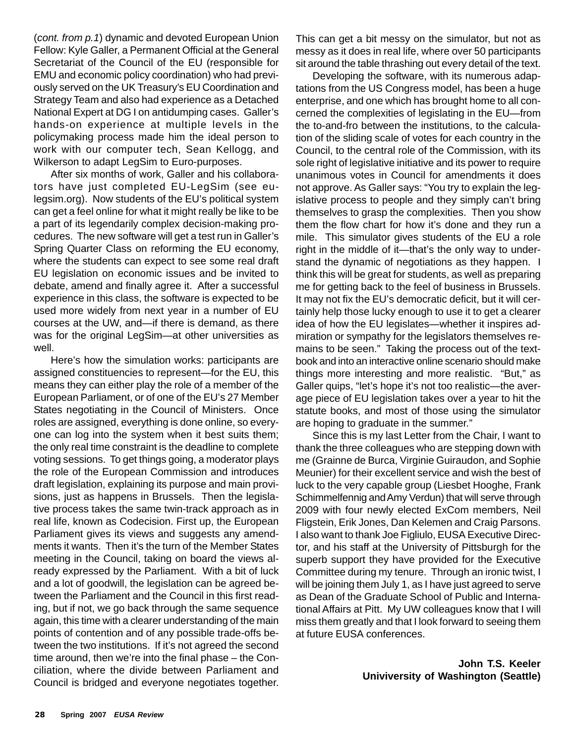(*cont. from p.1*) dynamic and devoted European Union Fellow: Kyle Galler, a Permanent Official at the General Secretariat of the Council of the EU (responsible for EMU and economic policy coordination) who had previously served on the UK Treasury's EU Coordination and Strategy Team and also had experience as a Detached National Expert at DG I on antidumping cases. Galler's hands-on experience at multiple levels in the policymaking process made him the ideal person to work with our computer tech, Sean Kellogg, and Wilkerson to adapt LegSim to Euro-purposes.

After six months of work, Galler and his collaborators have just completed EU-LegSim (see eu-legsim.org). Now students of the EU's political system can get a feel online for what it might really be like to be a part of its legendarily complex decision-making procedures. The new software will get a test run in Galler's Spring Quarter Class on reforming the EU economy, where the students can expect to see some real draft EU legislation on economic issues and be invited to debate, amend and finally agree it. After a successful experience in this class, the software is expected to be used more widely from next year in a number of EU courses at the UW, and—if there is demand, as there was for the original LegSim—at other universities as well.

Here's how the simulation works: participants are assigned constituencies to represent—for the EU, this means they can either play the role of a member of the European Parliament, or of one of the EU's 27 Member States negotiating in the Council of Ministers. Once roles are assigned, everything is done online, so everyone can log into the system when it best suits them; the only real time constraint is the deadline to complete voting sessions. To get things going, a moderator plays the role of the European Commission and introduces draft legislation, explaining its purpose and main provisions, just as happens in Brussels. Then the legislative process takes the same twin-track approach as in real life, known as Codecision. First up, the European Parliament gives its views and suggests any amendments it wants. Then it's the turn of the Member States meeting in the Council, taking on board the views already expressed by the Parliament. With a bit of luck and a lot of goodwill, the legislation can be agreed between the Parliament and the Council in this first reading, but if not, we go back through the same sequence again, this time with a clearer understanding of the main points of contention and of any possible trade-offs between the two institutions. If it's not agreed the second time around, then we're into the final phase – the Conciliation, where the divide between Parliament and Council is bridged and everyone negotiates together. This can get a bit messy on the simulator, but not as messy as it does in real life, where over 50 participants sit around the table thrashing out every detail of the text.

Developing the software, with its numerous adaptations from the US Congress model, has been a huge enterprise, and one which has brought home to all concerned the complexities of legislating in the EU—from the to-and-fro between the institutions, to the calculation of the sliding scale of votes for each country in the Council, to the central role of the Commission, with its sole right of legislative initiative and its power to require unanimous votes in Council for amendments it does not approve. As Galler says: "You try to explain the legislative process to people and they simply can't bring themselves to grasp the complexities. Then you show them the flow chart for how it's done and they run a mile. This simulator gives students of the EU a role right in the middle of it—that's the only way to understand the dynamic of negotiations as they happen. I think this will be great for students, as well as preparing me for getting back to the feel of business in Brussels. It may not fix the EU's democratic deficit, but it will certainly help those lucky enough to use it to get a clearer idea of how the EU legislates—whether it inspires admiration or sympathy for the legislators themselves remains to be seen." Taking the process out of the textbook and into an interactive online scenario should make things more interesting and more realistic. "But," as Galler quips, "let's hope it's not too realistic—the average piece of EU legislation takes over a year to hit the statute books, and most of those using the simulator are hoping to graduate in the summer."

Since this is my last Letter from the Chair, I want to thank the three colleagues who are stepping down with me (Grainne de Burca, Virginie Guiraudon, and Sophie Meunier) for their excellent service and wish the best of luck to the very capable group (Liesbet Hooghe, Frank Schimmelfennig and Amy Verdun) that will serve through 2009 with four newly elected ExCom members, Neil Fligstein, Erik Jones, Dan Kelemen and Craig Parsons. I also want to thank Joe Figliulo, EUSA Executive Director, and his staff at the University of Pittsburgh for the superb support they have provided for the Executive Committee during my tenure. Through an ironic twist, I will be joining them July 1, as I have just agreed to serve as Dean of the Graduate School of Public and International Affairs at Pitt. My UW colleagues know that I will miss them greatly and that I look forward to seeing them at future EUSA conferences.

**John T.S. Keeler**
**Univiversity of Washington (Seattle)**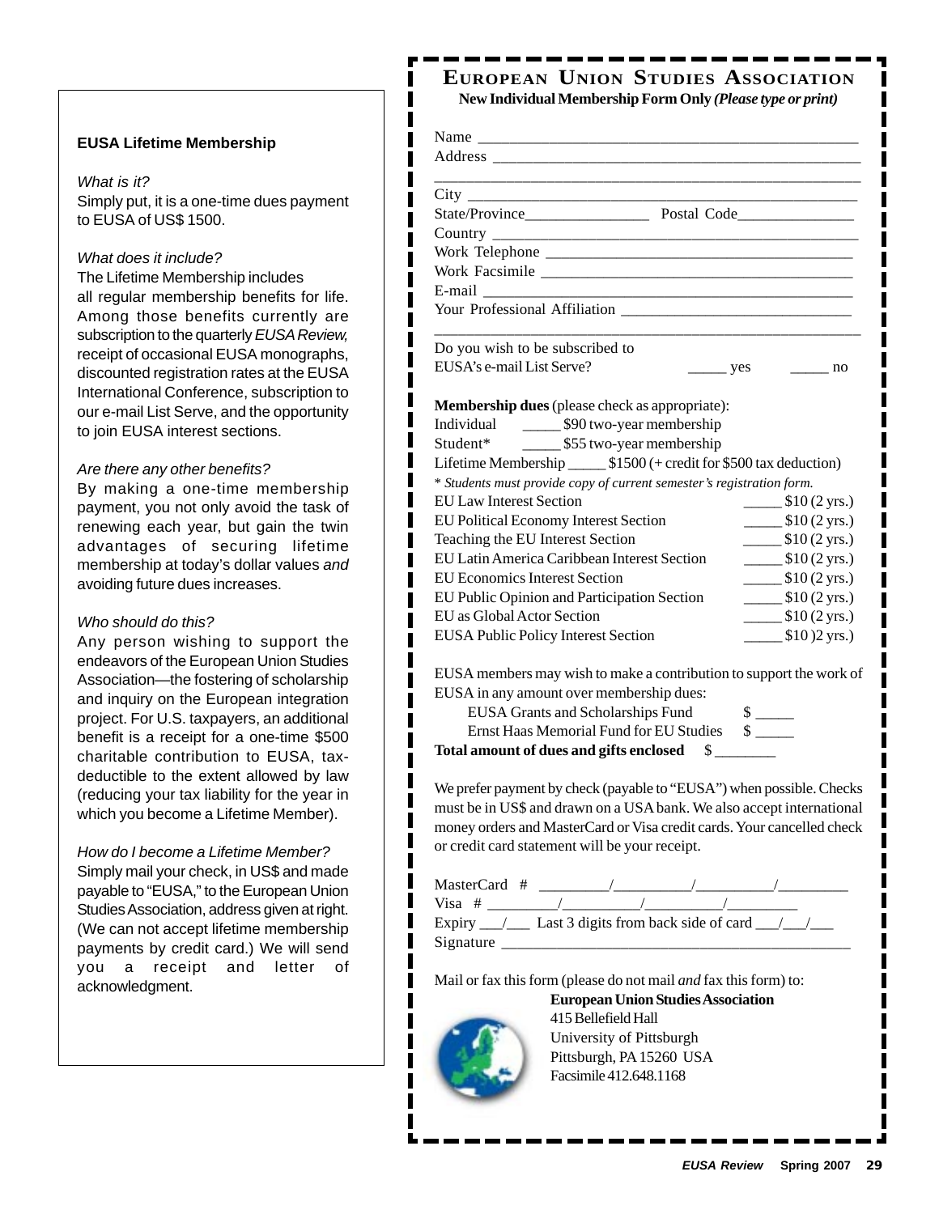## EUSA Lifetime Membership

*What is it?*

Simply put, it is a one-time dues payment to EUSA of US$ 1500.

*What does it include?*

The Lifetime Membership includes all regular membership benefits for life. Among those benefits currently are subscription to the quarterly *EUSA Review,* receipt of occasional EUSA monographs, discounted registration rates at the EUSA International Conference, subscription to our e-mail List Serve, and the opportunity to join EUSA interest sections.

*Are there any other benefits?*

By making a one-time membership payment, you not only avoid the task of renewing each year, but gain the twin advantages of securing lifetime membership at today's dollar values *and* avoiding future dues increases.

*Who should do this?*

Any person wishing to support the endeavors of the European Union Studies Association—the fostering of scholarship and inquiry on the European integration project. For U.S. taxpayers, an additional benefit is a receipt for a one-time $500 charitable contribution to EUSA, tax-deductible to the extent allowed by law (reducing your tax liability for the year in which you become a Lifetime Member).

*How do I become a Lifetime Member?*

Simply mail your check, in US$ and made payable to "EUSA," to the European Union Studies Association, address given at right. (We can not accept lifetime membership payments by credit card.) We will send you a receipt and letter of acknowledgment.

# European Union Studies Association

**New Individual Membership Form Only** ***(Please type or print)***

Name ___________________________________________

Address _________________________________________

_______________________________________________

City ____________________________________________

State/Province_______________ Postal Code______________

Country _________________________________________

Work Telephone ___________________________________

Work Facsimile ____________________________________

E-mail __________________________________________

Your Professional Affiliation __________________________

_______________________________________________

Do you wish to be subscribed to
EUSA's e-mail List Serve? _____ yes _____ no

**Membership dues** (please check as appropriate):

Individual _____ $90 two-year membership
Student* _____ $55 two-year membership
Lifetime Membership _____ $1500 (+ credit for $500 tax deduction)

* *Students must provide copy of current semester's registration form.*

| | |
|---|---|
| EU Law Interest Section | _____ $10 (2 yrs.) |
| EU Political Economy Interest Section | _____ $10 (2 yrs.) |
| Teaching the EU Interest Section | _____ $10 (2 yrs.) |
| EU Latin America Caribbean Interest Section | _____ $10 (2 yrs.) |
| EU Economics Interest Section | _____ $10 (2 yrs.) |
| EU Public Opinion and Participation Section | _____ $10 (2 yrs.) |
| EU as Global Actor Section | _____ $10 (2 yrs.) |
| EUSA Public Policy Interest Section | _____ $10 )2 yrs.) |

EUSA members may wish to make a contribution to support the work of EUSA in any amount over membership dues:

EUSA Grants and Scholarships Fund $ _____
Ernst Haas Memorial Fund for EU Studies $ _____

**Total amount of dues and gifts enclosed** $ ________

We prefer payment by check (payable to "EUSA") when possible. Checks must be in US$ and drawn on a USA bank. We also accept international money orders and MasterCard or Visa credit cards. Your cancelled check or credit card statement will be your receipt.

MasterCard # _________/__________/__________/_________

Visa # _________/__________/__________/_________

Expiry ___/___ Last 3 digits from back side of card ___/___/___

Signature _____________________________________________

Mail or fax this form (please do not mail *and* fax this form) to:

**European Union Studies Association**
415 Bellefield Hall
University of Pittsburgh
Pittsburgh, PA 15260 USA
Facsimile 412.648.1168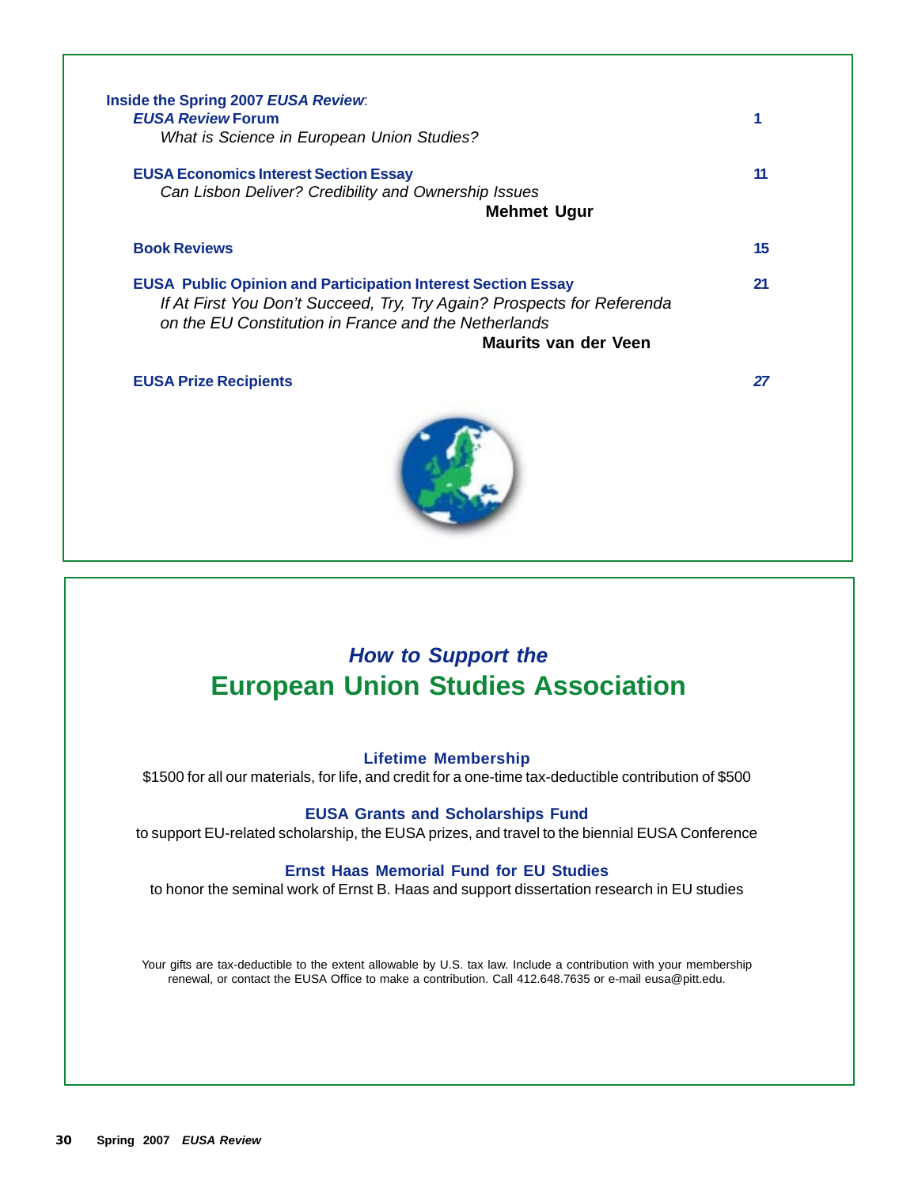**Inside the Spring 2007 *EUSA Review*:**

| | |
|---|---|
| ***EUSA Review* Forum** | **1** |
| *What is Science in European Union Studies?* | |
| **EUSA Economics Interest Section Essay** | **11** |
| *Can Lisbon Deliver? Credibility and Ownership Issues* | |
| **Mehmet Ugur** | |
| **Book Reviews** | **15** |
| **EUSA Public Opinion and Participation Interest Section Essay** | **21** |
| *If At First You Don't Succeed, Try, Try Again? Prospects for Referenda on the EU Constitution in France and the Netherlands* | |
| **Maurits van der Veen** | |
| **EUSA Prize Recipients** | ***27*** |

## *How to Support the*
## European Union Studies Association

**Lifetime Membership**
$1500 for all our materials, for life, and credit for a one-time tax-deductible contribution of $500

**EUSA Grants and Scholarships Fund**
to support EU-related scholarship, the EUSA prizes, and travel to the biennial EUSA Conference

**Ernst Haas Memorial Fund for EU Studies**
to honor the seminal work of Ernst B. Haas and support dissertation research in EU studies

Your gifts are tax-deductible to the extent allowable by U.S. tax law. Include a contribution with your membership renewal, or contact the EUSA Office to make a contribution. Call 412.648.7635 or e-mail eusa@pitt.edu.